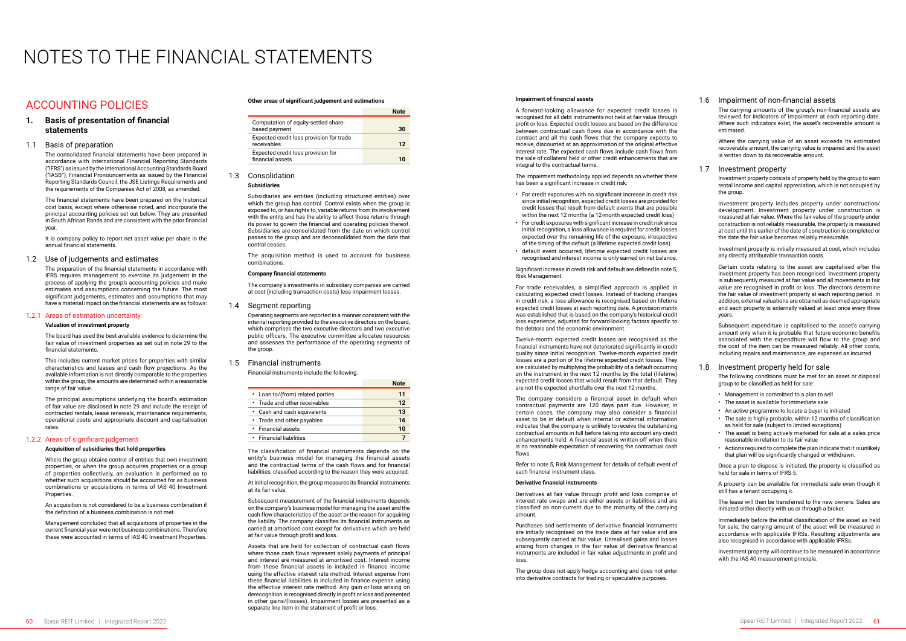# NOTES TO THE FINANCIAL STATEMENTS

## ACCOUNTING POLICIES

### 1. Basis of presentation of financial statements

### 1.1 Basis of preparation

The consolidated financial statements have been prepared in accordance with International Financial Reporting Standards ("IFRS") as issued by the International Accounting Standards Board ("IASB"), Financial Pronouncements as issued by the Financial Reporting Standards Council, the JSE Listings Requirements and the requirements of the Companies Act of 2008, as amended.

The financial statements have been prepared on the historical cost basis, except where otherwise noted, and incorporate the principal accounting policies set out below. They are presented in South African Rands and are consistent with the prior financial year.

It is company policy to report net asset value per share in the annual financial statements.

### 1.2 Use of judgements and estimates

The preparation of the financial statements in accordance with IFRS requires management to exercise its judgement in the process of applying the group's accounting policies and make estimates and assumptions concerning the future. The most significant judgements, estimates and assumptions that may have a material impact on the financial statements are as follows:

#### 1.2.1 Areas of estimation uncertainty

**Valuation of investment property**

The board has used the best available evidence to determine the fair value of investment properties as set out in note 29 to the financial statements.

This includes current market prices for properties with similar characteristics and leases and cash flow projections. As the available information is not directly comparable to the properties within the group, the amounts are determined within a reasonable range of fair value.

The principal assumptions underlying the board's estimation of fair value are disclosed in note 29 and include the receipt of contracted rentals, lease renewals, maintenance requirements, operational costs and appropriate discount and capitalisation rates.

#### 1.2.2 Areas of significant judgement

**Acquisition of subsidiaries that hold properties**

Where the group obtains control of entities that own investment properties, or when the group acquires properties or a group of properties collectively, an evaluation is performed as to whether such acquisitions should be accounted for as business combinations or acquisitions in terms of IAS 40 Investment Properties.

An acquisition is not considered to be a business combination if the definition of a business combination is not met.

Management concluded that all acquisitions of properties in the current financial year were not business combinations. Therefore these were accounted in terms of IAS 40 Investment Properties.

**Other areas of significant judgement and estimations**

| | Note |
|---|---|
| Computation of equity-settled share-based payment | 30 |
| Expected credit loss provision for trade receivables | 12 |
| Expected credit loss provision for financial assets | 10 |

### 1.3 Consolidation

**Subsidiaries**

Subsidiaries are entities (including structured entities) over which the group has control. Control exists when the group is exposed to, or has rights to, variable returns from its involvement with the entity and has the ability to affect those returns through its power to govern the financial and operating policies thereof. Subsidiaries are consolidated from the date on which control passes to the group and are deconsolidated from the date that control ceases.

The acquisition method is used to account for business combinations.

**Company financial statements**

The company's investments in subsidiary companies are carried at cost (including transaction costs) less impairment losses.

### 1.4 Segment reporting

Operating segments are reported in a manner consistent with the internal reporting provided to the executive directors on the board, which comprises the two executive directors and two executive public officers. The executive committee allocates resources and assesses the performance of the operating segments of the group.

### 1.5 Financial instruments

Financial instruments include the following:

| | Note |
|---|---|
| • Loan to/(from) related parties | 11 |
| • Trade and other receivables | 12 |
| • Cash and cash equivalents | 13 |
| • Trade and other payables | 16 |
| • Financial assets | 10 |
| • Financial liabilities | 7 |

The classification of financial instruments depends on the entity's business model for managing the financial assets and the contractual terms of the cash flows and for financial liabilities, classified according to the reason they were acquired.

At initial recognition, the group measures its financial instruments at its fair value.

Subsequent measurement of the financial instruments depends on the company's business model for managing the asset and the cash flow characteristics of the asset or the reason for acquiring the liability. The company classifies its financial instruments as carried at amortised cost except for derivatives which are held at fair value through profit and loss.

Assets that are held for collection of contractual cash flows where those cash flows represent solely payments of principal and interest are measured at amortised cost. Interest income from these financial assets is included in finance income using the effective interest rate method. Interest expense from these financial liabilities is included in finance expense using the effective interest rate method. Any gain or loss arising on derecognition is recognised directly in profit or loss and presented in other gains/(losses). Impairment losses are presented as a separate line item in the statement of profit or loss.

**Impairment of financial assets**

A forward-looking allowance for expected credit losses is recognised for all debt instruments not held at fair value through profit or loss. Expected credit losses are based on the difference between contractual cash flows due in accordance with the contract and all the cash flows that the company expects to receive, discounted at an approximation of the original effective interest rate. The expected cash flows include cash flows from the sale of collateral held or other credit enhancements that are integral to the contractual terms.

The impairment methodology applied depends on whether there has been a significant increase in credit risk:

- For credit exposures with no significant increase in credit risk since initial recognition, expected credit losses are provided for credit losses that result from default events that are possible within the next 12 months (a 12-month expected credit loss)
- For credit exposures with significant increase in credit risk since initial recognition, a loss allowance is required for credit losses expected over the remaining life of the exposure, irrespective of the timing of the default (a lifetime expected credit loss)
- default event occurred, lifetime expected credit losses are recognised and interest income is only earned on net balance.

Significant increase in credit risk and default are defined in note 5, Risk Management.

For trade receivables, a simplified approach is applied in calculating expected credit losses. Instead of tracking changes in credit risk, a loss allowance is recognised based on lifetime expected credit losses at each reporting date. A provision matrix was established that is based on the company's historical credit loss experience, adjusted for forward-looking factors specific to the debtors and the economic environment.

Twelve-month expected credit losses are recognised as the financial instruments have not deteriorated significantly in credit quality since initial recognition. Twelve-month expected credit losses are a portion of the lifetime expected credit losses. They are calculated by multiplying the probability of a default occurring on the instrument in the next 12 months by the total (lifetime) expected credit losses that would result from that default. They are not the expected shortfalls over the next 12 months.

The company considers a financial asset in default when contractual payments are 120 days past due. However, in certain cases, the company may also consider a financial asset to be in default when internal or external information indicates that the company is unlikely to receive the outstanding contractual amounts in full before taking into account any credit enhancements held. A financial asset is written off when there is no reasonable expectation of recovering the contractual cash flows.

Refer to note 5, Risk Management for details of default event of each financial instrument class.

**Derivative financial instruments**

Derivatives at fair value through profit and loss comprise of interest rate swaps and are either assets or liabilities and are classified as non-current due to the maturity of the carrying amount.

Purchases and settlements of derivative financial instruments are initially recognised on the trade date at fair value and are subsequently carried at fair value. Unrealised gains and losses arising from changes in the fair value of derivative financial instruments are included in fair value adjustments in profit and loss.

The group does not apply hedge accounting and does not enter into derivative contracts for trading or speculative purposes.

### 1.6 Impairment of non-financial assets

The carrying amounts of the group's non-financial assets are reviewed for indicators of impairment at each reporting date. Where such indicators exist, the asset's recoverable amount is estimated.

Where the carrying value of an asset exceeds its estimated recoverable amount, the carrying value is impaired and the asset is written down to its recoverable amount.

### 1.7 Investment property

Investment property consists of property held by the group to earn rental income and capital appreciation, which is not occupied by the group.

Investment property includes property under construction/development. Investment property under construction is measured at fair value. Where the fair value of the property under construction is not reliably measurable, the property is measured at cost until the earlier of the date of construction is completed or the date the fair value becomes reliably measurable.

Investment property is initially measured at cost, which includes any directly attributable transaction costs.

Certain costs relating to the asset are capitalised after the investment property has been recognised. Investment property is subsequently measured at fair value and all movements in fair value are recognised in profit or loss. The directors determine the fair value of investment property at each reporting period. In addition, external valuations are obtained as deemed appropriate and each property is externally valued at least once every three years.

Subsequent expenditure is capitalised to the asset's carrying amount only when it is probable that future economic benefits associated with the expenditure will flow to the group and the cost of the item can be measured reliably. All other costs, including repairs and maintenance, are expensed as incurred.

### 1.8 Investment property held for sale

The following conditions must be met for an asset or disposal group to be classified as held for sale:

- Management is committed to a plan to sell
- The asset is available for immediate sale
- An active programme to locate a buyer is initiated
- The sale is highly probable, within 12 months of classification as held for sale (subject to limited exceptions)
- The asset is being actively marketed for sale at a sales price reasonable in relation to its fair value
- Actions required to complete the plan indicate that it is unlikely that plan will be significantly changed or withdrawn.

Once a plan to dispose is initiated, the property is classified as held for sale in terms of IFRS 5.

A property can be available for immediate sale even though it still has a tenant occupying it.

The lease will then be transferred to the new owners. Sales are initiated either directly with us or through a broker.

Immediately before the initial classification of the asset as held for sale, the carrying amount of the asset will be measured in accordance with applicable IFRSs. Resulting adjustments are also recognised in accordance with applicable IFRSs.

Investment property will continue to be measured in accordance with the IAS 40 measurement principle.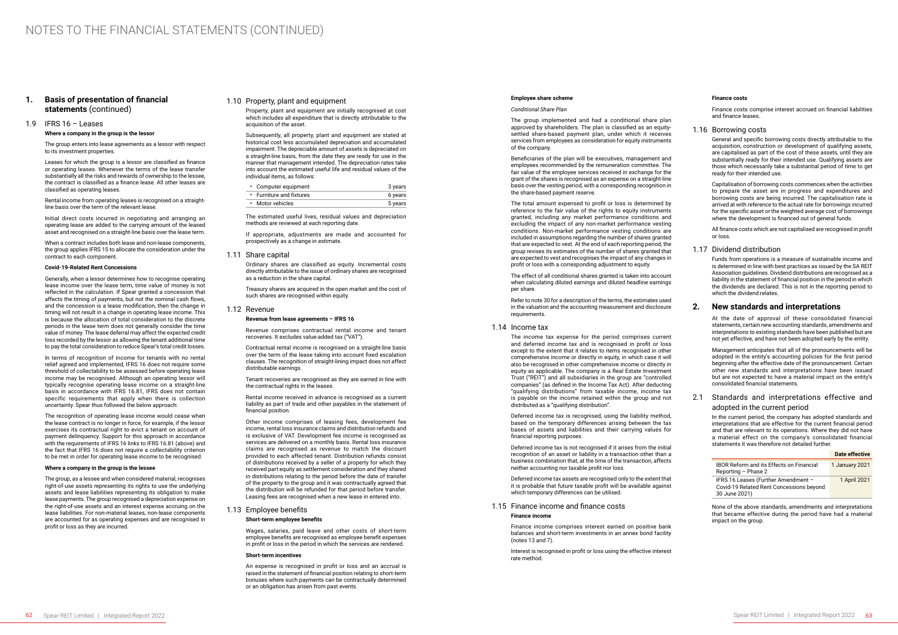# NOTES TO THE FINANCIAL STATEMENTS (CONTINUED)

## 1. Basis of presentation of financial statements (continued)

### 1.9 IFRS 16 – Leases

**Where a company in the group is the lessor**

The group enters into lease agreements as a lessor with respect to its investment properties.

Leases for which the group is a lessor are classified as finance or operating leases. Whenever the terms of the lease transfer substantially all the risks and rewards of ownership to the lessee, the contract is classified as a finance lease. All other leases are classified as operating leases.

Rental income from operating leases is recognised on a straight-line basis over the term of the relevant lease.

Initial direct costs incurred in negotiating and arranging an operating lease are added to the carrying amount of the leased asset and recognised on a straight-line basis over the lease term.

When a contract includes both lease and non-lease components, the group applies IFRS 15 to allocate the consideration under the contract to each component.

**Covid-19-Related Rent Concessions**

Generally, when a lessor determines how to recognise operating lease income over the lease term, time value of money is not reflected in the calculation. If Spear granted a concession that affects the timing of payments, but not the nominal cash flows, and the concession is a lease modification, then the change in timing will not result in a change in operating lease income. This is because the allocation of total consideration to the discrete periods in the lease term does not generally consider the time value of money. The lease deferral may affect the expected credit loss recorded by the lessor as allowing the tenant additional time to pay the total consideration to reduce Spear's total credit losses.

In terms of recognition of income for tenants with no rental relief agreed and implemented, IFRS 16 does not require some threshold of collectability to be assessed before operating lease income may be recognised. Although an operating lessor will typically recognise operating lease income on a straight-line basis in accordance with IFRS 16.81, IFRS does not contain specific requirements that apply when there is collection uncertainty. Spear thus followed the below approach:

The recognition of operating lease income would cease when the lease contract is no longer in force, for example, if the lessor exercises its contractual right to evict a tenant on account of payment delinquency. Support for this approach in accordance with the requirements of IFRS 16 links to IFRS 16.81 (above) and the fact that IFRS 16 does not require a collectability criterion to be met in order for operating lease income to be recognised.

**Where a company in the group is the lessee**

The group, as a lessee and when considered material, recognises right-of-use assets representing its rights to use the underlying assets and lease liabilities representing its obligation to make lease payments. The group recognised a depreciation expense on the right-of-use assets and an interest expense accruing on the lease liabilities. For non-material leases, non-lease components are accounted for as operating expenses and are recognised in profit or loss as they are incurred.

### 1.10 Property, plant and equipment

Property, plant and equipment are initially recognised at cost which includes all expenditure that is directly attributable to the acquisition of the asset.

Subsequently, all property, plant and equipment are stated at historical cost less accumulated depreciation and accumulated impairment. The depreciable amount of assets is depreciated on a straight-line basis, from the date they are ready for use in the manner that management intended. The depreciation rates take into account the estimated useful life and residual values of the individual items, as follows:

| | |
|---|---|
| • Computer equipment | 3 years |
| • Furniture and fixtures | 6 years |
| • Motor vehicles | 5 years |

The estimated useful lives, residual values and depreciation methods are reviewed at each reporting date.

If appropriate, adjustments are made and accounted for prospectively as a change in estimate.

### 1.11 Share capital

Ordinary shares are classified as equity. Incremental costs directly attributable to the issue of ordinary shares are recognised as a reduction in the share capital.

Treasury shares are acquired in the open market and the cost of such shares are recognised within equity.

### 1.12 Revenue

**Revenue from lease agreements – IFRS 16**

Revenue comprises contractual rental income and tenant recoveries. It excludes value-added tax ("VAT").

Contractual rental income is recognised on a straight-line basis over the term of the lease taking into account fixed escalation clauses. The recognition of straight-lining impact does not affect distributable earnings.

Tenant recoveries are recognised as they are earned in line with the contractual rights in the leases.

Rental income received in advance is recognised as a current liability as part of trade and other payables in the statement of financial position.

Other income comprises of leasing fees, development fee income, rental loss insurance claims and distribution refunds and is exclusive of VAT. Development fee income is recognised as services are delivered on a monthly basis. Rental loss insurance claims are recognised as revenue to match the discount provided to each affected tenant. Distribution refunds consist of distributions received by a seller of a property for which they received part equity as settlement consideration and they shared in distributions relating to the period before the date of transfer of the property to the group and it was contractually agreed that the distribution will be refunded for that period before transfer. Leasing fees are recognised when a new lease in entered into.

### 1.13 Employee benefits

**Short-term employee benefits**

Wages, salaries, paid leave and other costs of short-term employee benefits are recognised as employee benefit expenses in profit or loss in the period in which the services are rendered.

**Short-term incentives**

An expense is recognised in profit or loss and an accrual is raised in the statement of financial position relating to short-term bonuses when such payments can be contractually determined or an obligation has arisen from past events.

**Employee share scheme**

*Conditional Share Plan*

The group implemented and had a conditional share plan approved by shareholders. The plan is classified as an equity-settled share-based payment plan, under which it receives services from employees as consideration for equity instruments of the company.

Beneficiaries of the plan will be executives, management and employees recommended by the remuneration committee. The fair value of the employee services received in exchange for the grant of the shares is recognised as an expense on a straight-line basis over the vesting period, with a corresponding recognition in the share-based payment reserve.

The total amount expensed to profit or loss is determined by reference to the fair value of the rights to equity instruments granted, including any market performance conditions and excluding the impact of any non-market performance vesting conditions. Non-market performance vesting conditions are included in assumptions regarding the number of shares granted that are expected to vest. At the end of each reporting period, the group revises its estimates of the number of shares granted that are expected to vest and recognises the impact of any changes in profit or loss with a corresponding adjustment to equity.

The effect of all conditional shares granted is taken into account when calculating diluted earnings and diluted headline earnings per share.

Refer to note 30 for a description of the terms, the estimates used in the valuation and the accounting measurement and disclosure requirements.

### 1.14 Income tax

The income tax expense for the period comprises current and deferred income tax and is recognised in profit or loss except to the extent that it relates to items recognised in other comprehensive income or directly in equity, in which case it will also be recognised in other comprehensive income or directly in equity as applicable. The company is a Real Estate Investment Trust ("REIT") and all subsidiaries in the group are "controlled companies" (as defined in the Income Tax Act). After deducting "qualifying distributions" from taxable income, income tax is payable on the income retained within the group and not distributed as a "qualifying distribution".

Deferred income tax is recognised, using the liability method, based on the temporary differences arising between the tax bases of assets and liabilities and their carrying values for financial reporting purposes.

Deferred income tax is not recognised if it arises from the initial recognition of an asset or liability in a transaction other than a business combination that, at the time of the transaction, affects neither accounting nor taxable profit nor loss.

Deferred income tax assets are recognised only to the extent that it is probable that future taxable profit will be available against which temporary differences can be utilised.

### 1.15 Finance income and finance costs

**Finance income**

Finance income comprises interest earned on positive bank balances and short-term investments in an annex bond facility (notes 13 and 7).

Interest is recognised in profit or loss using the effective interest rate method.

**Finance costs**

Finance costs comprise interest accrued on financial liabilities and finance leases.

### 1.16 Borrowing costs

General and specific borrowing costs directly attributable to the acquisition, construction or development of qualifying assets, are capitalised as part of the cost of these assets, until they are substantially ready for their intended use. Qualifying assets are those which necessarily take a substantial period of time to get ready for their intended use.

Capitalisation of borrowing costs commences when the activities to prepare the asset are in progress and expenditures and borrowing costs are being incurred. The capitalisation rate is arrived at with reference to the actual rate for borrowings incurred for the specific asset or the weighted average cost of borrowings where the development is financed out of general funds.

All finance costs which are not capitalised are recognised in profit or loss.

### 1.17 Dividend distribution

Funds from operations is a measure of sustainable income and is determined in line with best practices as issued by the SA REIT Association guidelines. Dividend distributions are recognised as a liability in the statement of financial position in the period in which the dividends are declared. This is not in the reporting period to which the dividend relates.

## 2. New standards and interpretations

At the date of approval of these consolidated financial statements, certain new accounting standards, amendments and interpretations to existing standards have been published but are not yet effective, and have not been adopted early by the entity.

Management anticipates that all of the pronouncements will be adopted in the entity's accounting policies for the first period beginning after the effective date of the pronouncement. Certain other new standards and interpretations have been issued but are not expected to have a material impact on the entity's consolidated financial statements.

### 2.1 Standards and interpretations effective and adopted in the current period

In the current period, the company has adopted standards and interpretations that are effective for the current financial period and that are relevant to its operations. Where they did not have a material effect on the company's consolidated financial statements it was therefore not detailed further.

| | Date effective |
|---|---|
| IBOR Reform and its Effects on Financial Reporting – Phase 2 | 1 January 2021 |
| IFRS 16 Leases (Further Amendment – Covid-19 Related Rent Concessions beyond 30 June 2021) | 1 April 2021 |

None of the above standards, amendments and interpretations that became effective during the period have had a material impact on the group.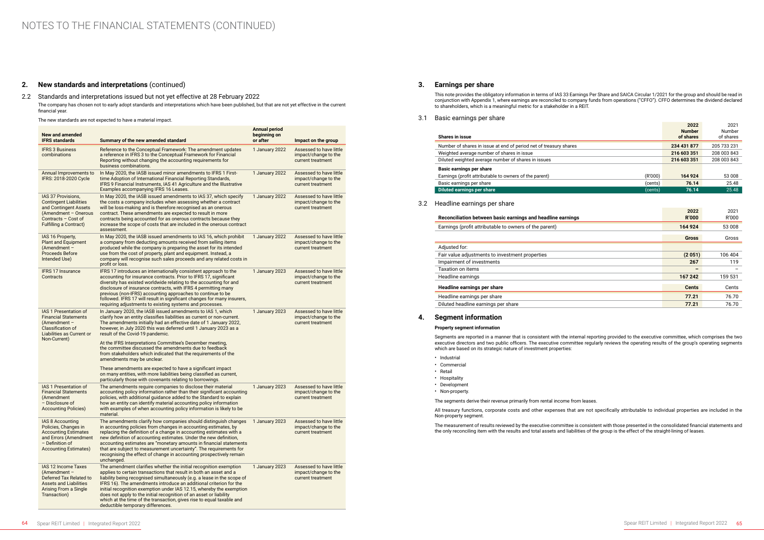# NOTES TO THE FINANCIAL STATEMENTS (CONTINUED)

## 2. New standards and interpretations (continued)

### 2.2 Standards and interpretations issued but not yet effective at 28 February 2022

The company has chosen not to early adopt standards and interpretations which have been published, but that are not yet effective in the current financial year.

The new standards are not expected to have a material impact.

| New and amended IFRS standards | Summary of the new amended standard | Annual period beginning on or after | Impact on the group |
|---|---|---|---|
| IFRS 3 Business combinations | Reference to the Conceptual Framework: The amendment updates a reference in IFRS 3 to the Conceptual Framework for Financial Reporting without changing the accounting requirements for business combinations. | 1 January 2022 | Assessed to have little impact/change to the current treatment |
| Annual Improvements to IFRS: 2018-2020 Cycle | In May 2020, the IASB issued minor amendments to IFRS 1 First-time Adoption of International Financial Reporting Standards, IFRS 9 Financial Instruments, IAS 41 Agriculture and the Illustrative Examples accompanying IFRS 16 Leases. | 1 January 2022 | Assessed to have little impact/change to the current treatment |
| IAS 37 Provisions, Contingent Liabilities and Contingent Assets (Amendment – Onerous Contracts – Cost of Fulfilling a Contract) | In May 2020, the IASB issued amendments to IAS 37, which specify the costs a company includes when assessing whether a contract will be loss-making and is therefore recognised as an onerous contract. These amendments are expected to result in more contracts being accounted for as onerous contracts because they increase the scope of costs that are included in the onerous contract assessment. | 1 January 2022 | Assessed to have little impact/change to the current treatment |
| IAS 16 Property, Plant and Equipment (Amendment – Proceeds Before Intended Use) | In May 2020, the IASB issued amendments to IAS 16, which prohibit a company from deducting amounts received from selling items produced while the company is preparing the asset for its intended use from the cost of property, plant and equipment. Instead, a company will recognise such sales proceeds and any related costs in profit or loss. | 1 January 2022 | Assessed to have little impact/change to the current treatment |
| IFRS 17 Insurance Contracts | IFRS 17 introduces an internationally consistent approach to the accounting for insurance contracts. Prior to IFRS 17, significant diversity has existed worldwide relating to the accounting for and disclosure of insurance contracts, with IFRS 4 permitting many previous (non-IFRS) accounting approaches to continue to be followed. IFRS 17 will result in significant changes for many insurers, requiring adjustments to existing systems and processes. | 1 January 2023 | Assessed to have little impact/change to the current treatment |
| IAS 1 Presentation of Financial Statements (Amendment – Classification of Liabilities as Current or Non-Current) | In January 2020, the IASB issued amendments to IAS 1, which clarify how an entity classifies liabilities as current or non-current. The amendments initially had an effective date of 1 January 2022, however, in July 2020 this was deferred until 1 January 2023 as a result of the Covid-19 pandemic.<br><br>At the IFRS Interpretations Committee's December meeting, the committee discussed the amendments due to feedback from stakeholders which indicated that the requirements of the amendments may be unclear.<br><br>These amendments are expected to have a significant impact on many entities, with more liabilities being classified as current, particularly those with covenants relating to borrowings. | 1 January 2023 | Assessed to have little impact/change to the current treatment |
| IAS 1 Presentation of Financial Statements (Amendment – Disclosure of Accounting Policies) | The amendments require companies to disclose their material accounting policy information rather than their significant accounting policies, with additional guidance added to the Standard to explain how an entity can identify material accounting policy information with examples of when accounting policy information is likely to be material. | 1 January 2023 | Assessed to have little impact/change to the current treatment |
| IAS 8 Accounting Policies, Changes in Accounting Estimates and Errors (Amendment – Definition of Accounting Estimates) | The amendments clarify how companies should distinguish changes in accounting policies from changes in accounting estimates, by replacing the definition of a change in accounting estimates with a new definition of accounting estimates. Under the new definition, accounting estimates are "monetary amounts in financial statements that are subject to measurement uncertainty". The requirements for recognising the effect of change in accounting prospectively remain unchanged. | 1 January 2023 | Assessed to have little impact/change to the current treatment |
| IAS 12 Income Taxes (Amendment – Deferred Tax Related to Assets and Liabilities Arising From a Single Transaction) | The amendment clarifies whether the initial recognition exemption applies to certain transactions that result in both an asset and a liability being recognised simultaneously (e.g. a lease in the scope of IFRS 16). The amendments introduce an additional criterion for the initial recognition exemption under IAS 12.15, whereby the exemption does not apply to the initial recognition of an asset or liability which at the time of the transaction, gives rise to equal taxable and deductible temporary differences. | 1 January 2023 | Assessed to have little impact/change to the current treatment |

## 3. Earnings per share

This note provides the obligatory information in terms of IAS 33 Earnings Per Share and SAICA Circular 1/2021 for the group and should be read in conjunction with Appendix 1, where earnings are reconciled to company funds from operations ("CFFO"). CFFO determines the dividend declared to shareholders, which is a meaningful metric for a stakeholder in a REIT.

### 3.1 Basic earnings per share

| Shares in issue | | 2022 Number of shares | 2021 Number of shares |
|---|---|---|---|
| Number of shares in issue at end of period net of treasury shares | | 234 431 877 | 205 733 231 |
| Weighted average number of shares in issue | | 216 603 351 | 208 003 843 |
| Diluted weighted average number of shares in issues | | 216 603 351 | 208 003 843 |
| **Basic earnings per share** | | | |
| Earnings (profit attributable to owners of the parent) | (R'000) | 164 924 | 53 008 |
| Basic earnings per share | (cents) | 76.14 | 25.48 |
| **Diluted earnings per share** | (cents) | **76.14** | **25.48** |

### 3.2 Headline earnings per share

| Reconciliation between basic earnings and headline earnings | 2022 R'000 | 2021 R'000 |
|---|---|---|
| Earnings (profit attributable to owners of the parent) | 164 924 | 53 008 |
| | **Gross** | Gross |
| Adjusted for: | | |
| Fair value adjustments to investment properties | (2 051) | 106 404 |
| Impairment of investments | 267 | 119 |
| Taxation on items | – | – |
| Headline earnings | 167 242 | 159 531 |
| **Headline earnings per share** | **Cents** | Cents |
| Headline earnings per share | 77.21 | 76.70 |
| Diluted headline earnings per share | 77.21 | 76.70 |

## 4. Segment information

**Property segment information**

Segments are reported in a manner that is consistent with the internal reporting provided to the executive committee, which comprises the two executive directors and two public officers. The executive committee regularly reviews the operating results of the group's operating segments which are based on its strategic nature of investment properties:

- Industrial
- Commercial
- Retail
- Hospitality
- Development
- Non-property.

The segments derive their revenue primarily from rental income from leases.

All treasury functions, corporate costs and other expenses that are not specifically attributable to individual properties are included in the Non-property segment.

The measurement of results reviewed by the executive committee is consistent with those presented in the consolidated financial statements and the only reconciling item with the results and total assets and liabilities of the group is the effect of the straight-lining of leases.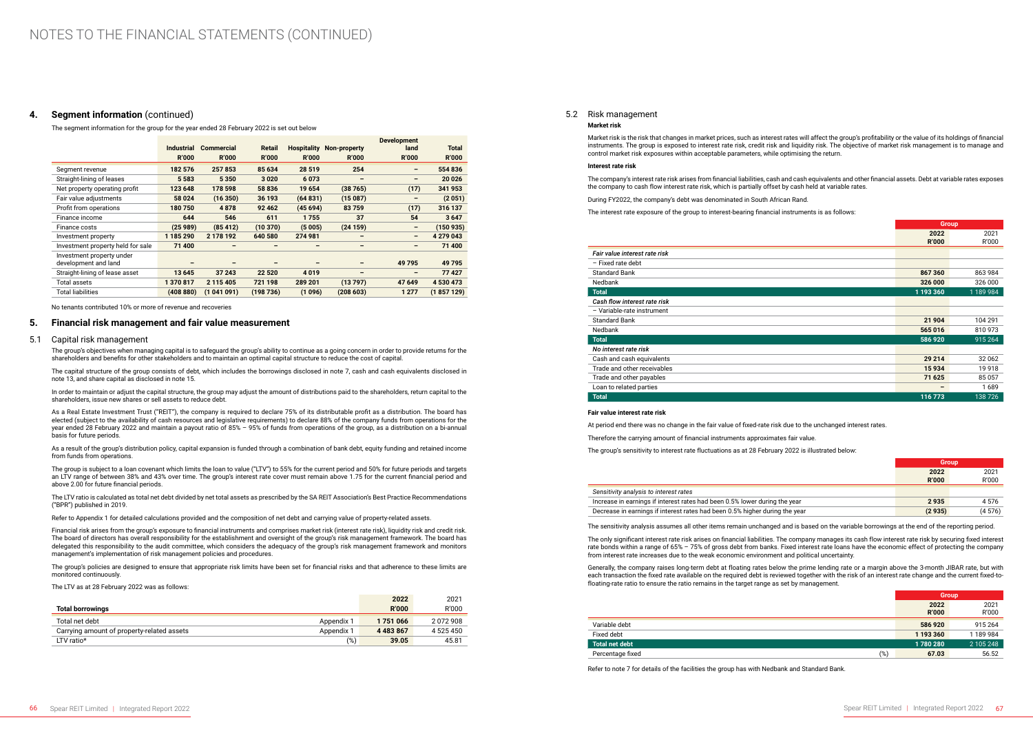# NOTES TO THE FINANCIAL STATEMENTS (CONTINUED)

## 4. Segment information (continued)

The segment information for the group for the year ended 28 February 2022 is set out below

| | Industrial R'000 | Commercial R'000 | Retail R'000 | Hospitality R'000 | Non-property R'000 | Development land R'000 | Total R'000 |
|---|---|---|---|---|---|---|---|
| Segment revenue | **182 576** | **257 853** | **85 634** | **28 519** | **254** | **–** | **554 836** |
| Straight-lining of leases | **5 583** | **5 350** | **3 020** | **6 073** | **–** | **–** | **20 026** |
| Net property operating profit | **123 648** | **178 598** | **58 836** | **19 654** | **(38 765)** | **(17)** | **341 953** |
| Fair value adjustments | **58 024** | **(16 350)** | **36 193** | **(64 831)** | **(15 087)** | **–** | **(2 051)** |
| Profit from operations | **180 750** | **4 878** | **92 462** | **(45 694)** | **83 759** | **(17)** | **316 137** |
| Finance income | **644** | **546** | **611** | **1 755** | **37** | **54** | **3 647** |
| Finance costs | **(25 989)** | **(85 412)** | **(10 370)** | **(5 005)** | **(24 159)** | **–** | **(150 935)** |
| Investment property | **1 185 290** | **2 178 192** | **640 580** | **274 981** | **–** | **–** | **4 279 043** |
| Investment property held for sale | **71 400** | **–** | **–** | **–** | **–** | **–** | **71 400** |
| Investment property under development and land | **–** | **–** | **–** | **–** | **–** | **49 795** | **49 795** |
| Straight-lining of lease asset | **13 645** | **37 243** | **22 520** | **4 019** | **–** | **–** | **77 427** |
| Total assets | **1 370 817** | **2 115 405** | **721 198** | **289 201** | **(13 797)** | **47 649** | **4 530 473** |
| Total liabilities | **(408 880)** | **(1 041 091)** | **(198 736)** | **(1 096)** | **(208 603)** | **1 277** | **(1 857 129)** |

No tenants contributed 10% or more of revenue and recoveries

## 5. Financial risk management and fair value measurement

### 5.1 Capital risk management

The group's objectives when managing capital is to safeguard the group's ability to continue as a going concern in order to provide returns for the shareholders and benefits for other stakeholders and to maintain an optimal capital structure to reduce the cost of capital.

The capital structure of the group consists of debt, which includes the borrowings disclosed in note 7, cash and cash equivalents disclosed in note 13, and share capital as disclosed in note 15.

In order to maintain or adjust the capital structure, the group may adjust the amount of distributions paid to the shareholders, return capital to the shareholders, issue new shares or sell assets to reduce debt.

As a Real Estate Investment Trust ("REIT"), the company is required to declare 75% of its distributable profit as a distribution. The board has elected (subject to the availability of cash resources and legislative requirements) to declare 88% of the company funds from operations for the year ended 28 February 2022 and maintain a payout ratio of 85% – 95% of funds from operations of the group, as a distribution on a bi-annual basis for future periods.

As a result of the group's distribution policy, capital expansion is funded through a combination of bank debt, equity funding and retained income from funds from operations.

The group is subject to a loan covenant which limits the loan to value ("LTV") to 55% for the current period and 50% for future periods and targets an LTV range of between 38% and 43% over time. The group's interest rate cover must remain above 1.75 for the current financial period and above 2.00 for future financial periods.

The LTV ratio is calculated as total net debt divided by net total assets as prescribed by the SA REIT Association's Best Practice Recommendations ("BPR") published in 2019.

Refer to Appendix 1 for detailed calculations provided and the composition of net debt and carrying value of property-related assets.

Financial risk arises from the group's exposure to financial instruments and comprises market risk (interest rate risk), liquidity risk and credit risk. The board of directors has overall responsibility for the establishment and oversight of the group's risk management framework. The board has delegated this responsibility to the audit committee, which considers the adequacy of the group's risk management framework and monitors management's implementation of risk management policies and procedures.

The group's policies are designed to ensure that appropriate risk limits have been set for financial risks and that adherence to these limits are monitored continuously.

The LTV as at 28 February 2022 was as follows:

| Total borrowings | | 2022 R'000 | 2021 R'000 |
|---|---|---|---|
| Total net debt | Appendix 1 | **1 751 066** | 2 072 908 |
| Carrying amount of property-related assets | Appendix 1 | **4 483 867** | 4 525 450 |
| LTV ratio* | (%) | **39.05** | 45.81 |

### 5.2 Risk management

**Market risk**

Market risk is the risk that changes in market prices, such as interest rates will affect the group's profitability or the value of its holdings of financial instruments. The group is exposed to interest rate risk, credit risk and liquidity risk. The objective of market risk management is to manage and control market risk exposures within acceptable parameters, while optimising the return.

**Interest rate risk**

The company's interest rate risk arises from financial liabilities, cash and cash equivalents and other financial assets. Debt at variable rates exposes the company to cash flow interest rate risk, which is partially offset by cash held at variable rates.

During FY2022, the company's debt was denominated in South African Rand.

The interest rate exposure of the group to interest-bearing financial instruments is as follows:

| | Group | |
|---|---|---|
| | 2022 R'000 | 2021 R'000 |
| *Fair value interest rate risk* | | |
| – Fixed rate debt | | |
| Standard Bank | **867 360** | 863 984 |
| Nedbank | **326 000** | 326 000 |
| **Total** | **1 193 360** | 1 189 984 |
| *Cash flow interest rate risk* | | |
| – Variable-rate instrument | | |
| Standard Bank | **21 904** | 104 291 |
| Nedbank | **565 016** | 810 973 |
| **Total** | **586 920** | 915 264 |
| *No interest rate risk* | | |
| Cash and cash equivalents | **29 214** | 32 062 |
| Trade and other receivables | **15 934** | 19 918 |
| Trade and other payables | **71 625** | 85 057 |
| Loan to related parties | **–** | 1 689 |
| **Total** | **116 773** | 138 726 |

**Fair value interest rate risk**

At period end there was no change in the fair value of fixed-rate risk due to the unchanged interest rates.

Therefore the carrying amount of financial instruments approximates fair value.

The group's sensitivity to interest rate fluctuations as at 28 February 2022 is illustrated below:

| | Group | |
|---|---|---|
| | 2022 R'000 | 2021 R'000 |
| *Sensitivity analysis to interest rates* | | |
| Increase in earnings if interest rates had been 0.5% lower during the year | **2 935** | 4 576 |
| Decrease in earnings if interest rates had been 0.5% higher during the year | **(2 935)** | (4 576) |

The sensitivity analysis assumes all other items remain unchanged and is based on the variable borrowings at the end of the reporting period.

The only significant interest rate risk arises on financial liabilities. The company manages its cash flow interest rate risk by securing fixed interest rate bonds within a range of 65% – 75% of gross debt from banks. Fixed interest rate loans have the economic effect of protecting the company from interest rate increases due to the weak economic environment and political uncertainty.

Generally, the company raises long-term debt at floating rates below the prime lending rate or a margin above the 3-month JIBAR rate, but with each transaction the fixed rate available on the required debt is reviewed together with the risk of an interest rate change and the current fixed-to-floating-rate ratio to ensure the ratio remains in the target range as set by management.

| | | Group | |
|---|---|---|---|
| | | 2022 R'000 | 2021 R'000 |
| Variable debt | | **586 920** | 915 264 |
| Fixed debt | | **1 193 360** | 1 189 984 |
| **Total net debt** | | **1 780 280** | 2 105 248 |
| Percentage fixed | (%) | **67.03** | 56.52 |

Refer to note 7 for details of the facilities the group has with Nedbank and Standard Bank.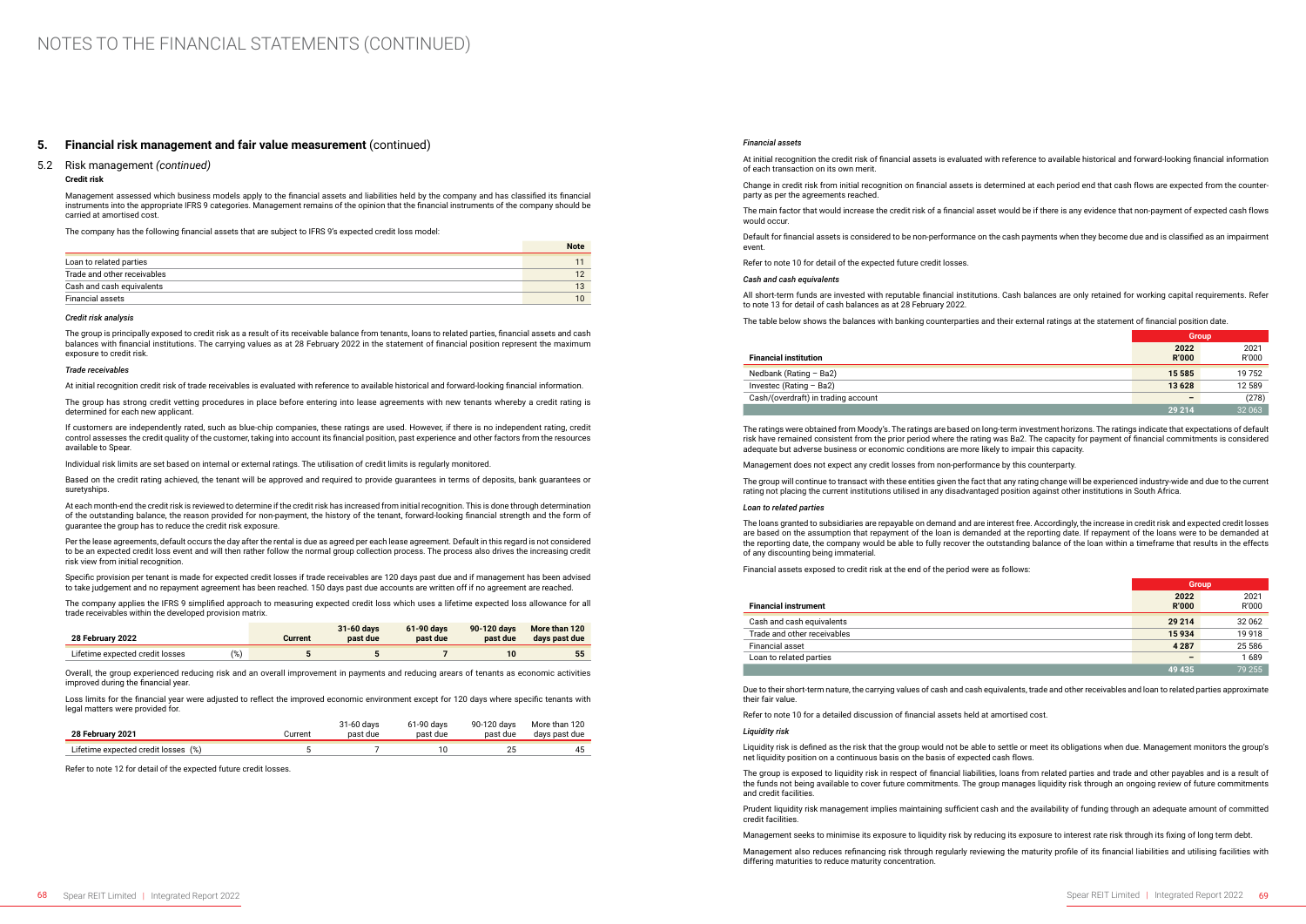# NOTES TO THE FINANCIAL STATEMENTS (CONTINUED)

## 5. Financial risk management and fair value measurement (continued)

### 5.2 Risk management *(continued)*

**Credit risk**

Management assessed which business models apply to the financial assets and liabilities held by the company and has classified its financial instruments into the appropriate IFRS 9 categories. Management remains of the opinion that the financial instruments of the company should be carried at amortised cost.

The company has the following financial assets that are subject to IFRS 9's expected credit loss model:

| | Note |
|---|---|
| Loan to related parties | 11 |
| Trade and other receivables | 12 |
| Cash and cash equivalents | 13 |
| Financial assets | 10 |

*Credit risk analysis*

The group is principally exposed to credit risk as a result of its receivable balance from tenants, loans to related parties, financial assets and cash balances with financial institutions. The carrying values as at 28 February 2022 in the statement of financial position represent the maximum exposure to credit risk.

*Trade receivables*

At initial recognition credit risk of trade receivables is evaluated with reference to available historical and forward-looking financial information.

The group has strong credit vetting procedures in place before entering into lease agreements with new tenants whereby a credit rating is determined for each new applicant.

If customers are independently rated, such as blue-chip companies, these ratings are used. However, if there is no independent rating, credit control assesses the credit quality of the customer, taking into account its financial position, past experience and other factors from the resources available to Spear.

Individual risk limits are set based on internal or external ratings. The utilisation of credit limits is regularly monitored.

Based on the credit rating achieved, the tenant will be approved and required to provide guarantees in terms of deposits, bank guarantees or suretyships.

At each month-end the credit risk is reviewed to determine if the credit risk has increased from initial recognition. This is done through determination of the outstanding balance, the reason provided for non-payment, the history of the tenant, forward-looking financial strength and the form of guarantee the group has to reduce the credit risk exposure.

Per the lease agreements, default occurs the day after the rental is due as agreed per each lease agreement. Default in this regard is not considered to be an expected credit loss event and will then rather follow the normal group collection process. The process also drives the increasing credit risk view from initial recognition.

Specific provision per tenant is made for expected credit losses if trade receivables are 120 days past due and if management has been advised to take judgement and no repayment agreement has been reached. 150 days past due accounts are written off if no agreement are reached.

The company applies the IFRS 9 simplified approach to measuring expected credit loss which uses a lifetime expected loss allowance for all trade receivables within the developed provision matrix.

| 28 February 2022 | | Current | 31-60 days past due | 61-90 days past due | 90-120 days past due | More than 120 days past due |
|---|---|---|---|---|---|---|
| Lifetime expected credit losses | (%) | 5 | 5 | 7 | 10 | 55 |

Overall, the group experienced reducing risk and an overall improvement in payments and reducing arears of tenants as economic activities improved during the financial year.

Loss limits for the financial year were adjusted to reflect the improved economic environment except for 120 days where specific tenants with legal matters were provided for.

| 28 February 2021 | Current | 31-60 days past due | 61-90 days past due | 90-120 days past due | More than 120 days past due |
|---|---|---|---|---|---|
| Lifetime expected credit losses (%) | 5 | 7 | 10 | 25 | 45 |

Refer to note 12 for detail of the expected future credit losses.

*Financial assets*

At initial recognition the credit risk of financial assets is evaluated with reference to available historical and forward-looking financial information of each transaction on its own merit.

Change in credit risk from initial recognition on financial assets is determined at each period end that cash flows are expected from the counterparty as per the agreements reached.

The main factor that would increase the credit risk of a financial asset would be if there is any evidence that non-payment of expected cash flows would occur.

Default for financial assets is considered to be non-performance on the cash payments when they become due and is classified as an impairment event.

Refer to note 10 for detail of the expected future credit losses.

*Cash and cash equivalents*

All short-term funds are invested with reputable financial institutions. Cash balances are only retained for working capital requirements. Refer to note 13 for detail of cash balances as at 28 February 2022.

The table below shows the balances with banking counterparties and their external ratings at the statement of financial position date.

| | Group | |
|---|---|---|
| **Financial institution** | **2022 R'000** | 2021 R'000 |
| Nedbank (Rating – Ba2) | **15 585** | 19 752 |
| Investec (Rating – Ba2) | **13 628** | 12 589 |
| Cash/(overdraft) in trading account | **–** | (278) |
| | **29 214** | 32 063 |

The ratings were obtained from Moody's. The ratings are based on long-term investment horizons. The ratings indicate that expectations of default risk have remained consistent from the prior period where the rating was Ba2. The capacity for payment of financial commitments is considered adequate but adverse business or economic conditions are more likely to impair this capacity.

Management does not expect any credit losses from non-performance by this counterparty.

The group will continue to transact with these entities given the fact that any rating change will be experienced industry-wide and due to the current rating not placing the current institutions utilised in any disadvantaged position against other institutions in South Africa.

*Loan to related parties*

The loans granted to subsidiaries are repayable on demand and are interest free. Accordingly, the increase in credit risk and expected credit losses are based on the assumption that repayment of the loan is demanded at the reporting date. If repayment of the loans were to be demanded at the reporting date, the company would be able to fully recover the outstanding balance of the loan within a timeframe that results in the effects of any discounting being immaterial.

Financial assets exposed to credit risk at the end of the period were as follows:

| | Group | |
|---|---|---|
| **Financial instrument** | **2022 R'000** | 2021 R'000 |
| Cash and cash equivalents | **29 214** | 32 062 |
| Trade and other receivables | **15 934** | 19 918 |
| Financial asset | **4 287** | 25 586 |
| Loan to related parties | **–** | 1 689 |
| | **49 435** | 79 255 |

Due to their short-term nature, the carrying values of cash and cash equivalents, trade and other receivables and loan to related parties approximate their fair value.

Refer to note 10 for a detailed discussion of financial assets held at amortised cost.

*Liquidity risk*

Liquidity risk is defined as the risk that the group would not be able to settle or meet its obligations when due. Management monitors the group's net liquidity position on a continuous basis on the basis of expected cash flows.

The group is exposed to liquidity risk in respect of financial liabilities, loans from related parties and trade and other payables and is a result of the funds not being available to cover future commitments. The group manages liquidity risk through an ongoing review of future commitments and credit facilities.

Prudent liquidity risk management implies maintaining sufficient cash and the availability of funding through an adequate amount of committed credit facilities.

Management seeks to minimise its exposure to liquidity risk by reducing its exposure to interest rate risk through its fixing of long term debt.

Management also reduces refinancing risk through regularly reviewing the maturity profile of its financial liabilities and utilising facilities with differing maturities to reduce maturity concentration.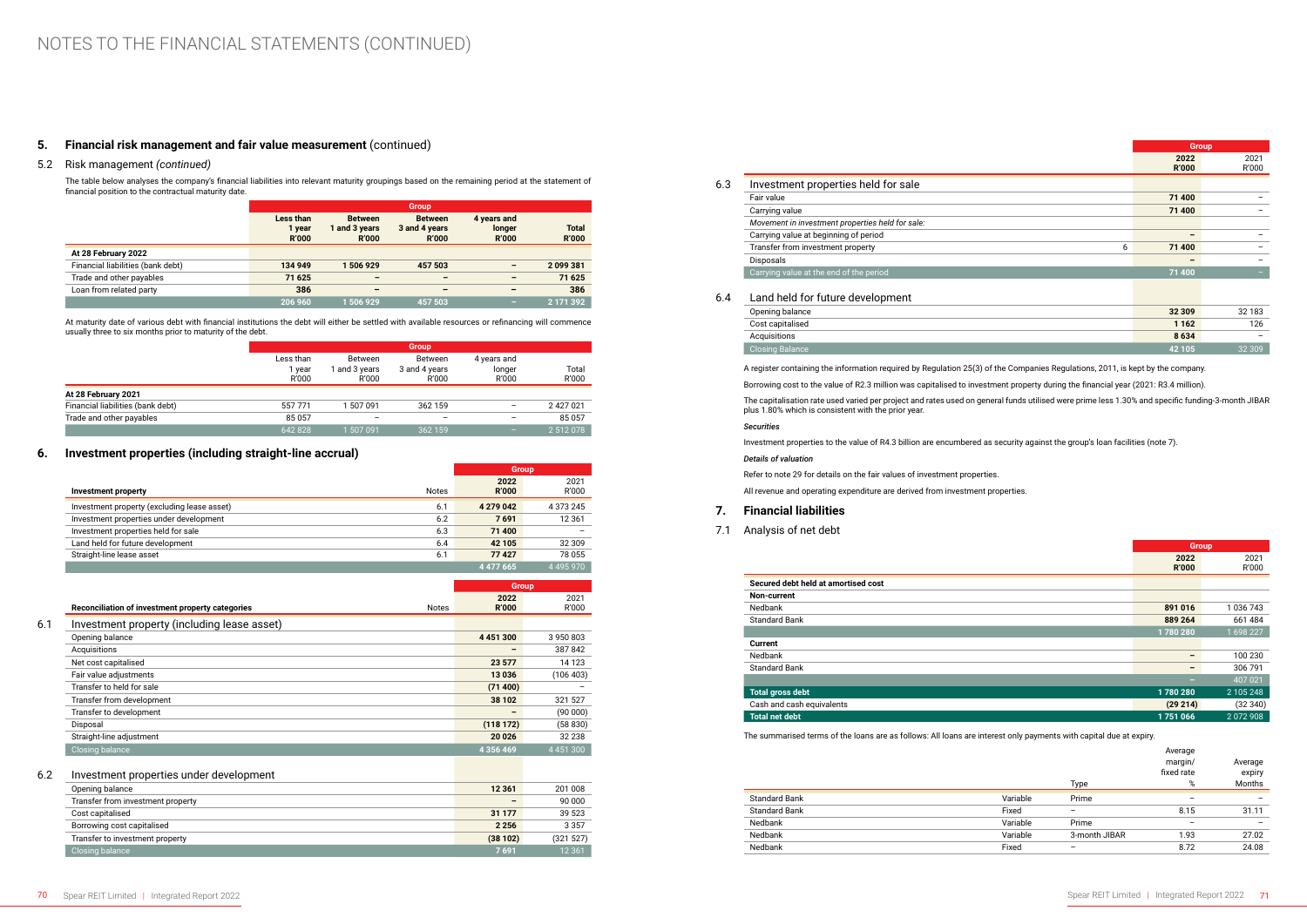# NOTES TO THE FINANCIAL STATEMENTS (CONTINUED)

## 5. Financial risk management and fair value measurement (continued)

### 5.2 Risk management *(continued)*

The table below analyses the company's financial liabilities into relevant maturity groupings based on the remaining period at the statement of financial position to the contractual maturity date.

| | Group | | | | |
|---|---|---|---|---|---|
| | Less than 1 year R'000 | Between 1 and 3 years R'000 | Between 3 and 4 years R'000 | 4 years and longer R'000 | Total R'000 |
| **At 28 February 2022** | | | | | |
| Financial liabilities (bank debt) | **134 949** | **1 506 929** | **457 503** | **–** | **2 099 381** |
| Trade and other payables | **71 625** | **–** | **–** | **–** | **71 625** |
| Loan from related party | **386** | **–** | **–** | **–** | **386** |
| | **206 960** | **1 506 929** | **457 503** | **–** | **2 171 392** |

At maturity date of various debt with financial institutions the debt will either be settled with available resources or refinancing will commence usually three to six months prior to maturity of the debt.

| | Group | | | | |
|---|---|---|---|---|---|
| | Less than 1 year R'000 | Between 1 and 3 years R'000 | Between 3 and 4 years R'000 | 4 years and longer R'000 | Total R'000 |
| **At 28 February 2021** | | | | | |
| Financial liabilities (bank debt) | 557 771 | 1 507 091 | 362 159 | – | 2 427 021 |
| Trade and other payables | 85 057 | – | – | – | 85 057 |
| | 642 828 | 1 507 091 | 362 159 | – | 2 512 078 |

## 6. Investment properties (including straight-line accrual)

| | | Group | |
|---|---|---|---|
| **Investment property** | Notes | **2022 R'000** | 2021 R'000 |
| Investment property (excluding lease asset) | 6.1 | **4 279 042** | 4 373 245 |
| Investment properties under development | 6.2 | **7 691** | 12 361 |
| Investment properties held for sale | 6.3 | **71 400** | – |
| Land held for future development | 6.4 | **42 105** | 32 309 |
| Straight-line lease asset | 6.1 | **77 427** | 78 055 |
| | | **4 477 665** | 4 495 970 |

| | | Group | |
|---|---|---|---|
| **Reconciliation of investment property categories** | Notes | **2022 R'000** | 2021 R'000 |
| **6.1 Investment property (including lease asset)** | | | |
| Opening balance | | **4 451 300** | 3 950 803 |
| Acquisitions | | **–** | 387 842 |
| Net cost capitalised | | **23 577** | 14 123 |
| Fair value adjustments | | **13 036** | (106 403) |
| Transfer to held for sale | | **(71 400)** | – |
| Transfer from development | | **38 102** | 321 527 |
| Transfer to development | | **–** | (90 000) |
| Disposal | | **(118 172)** | (58 830) |
| Straight-line adjustment | | **20 026** | 32 238 |
| Closing balance | | **4 356 469** | 4 451 300 |
| **6.2 Investment properties under development** | | | |
| Opening balance | | **12 361** | 201 008 |
| Transfer from investment property | | **–** | 90 000 |
| Cost capitalised | | **31 177** | 39 523 |
| Borrowing cost capitalised | | **2 256** | 3 357 |
| Transfer to investment property | | **(38 102)** | (321 527) |
| Closing balance | | **7 691** | 12 361 |

| | | Group | |
|---|---|---|---|
| | | **2022 R'000** | 2021 R'000 |
| **6.3 Investment properties held for sale** | | | |
| Fair value | | **71 400** | – |
| Carrying value | | **71 400** | – |
| *Movement in investment properties held for sale:* | | | |
| Carrying value at beginning of period | | **–** | – |
| Transfer from investment property | 6 | **71 400** | – |
| Disposals | | **–** | – |
| Carrying value at the end of the period | | **71 400** | – |
| **6.4 Land held for future development** | | | |
| Opening balance | | **32 309** | 32 183 |
| Cost capitalised | | **1 162** | 126 |
| Acquisitions | | **8 634** | – |
| Closing Balance | | **42 105** | 32 309 |

A register containing the information required by Regulation 25(3) of the Companies Regulations, 2011, is kept by the company.

Borrowing cost to the value of R2.3 million was capitalised to investment property during the financial year (2021: R3.4 million).

The capitalisation rate used varied per project and rates used on general funds utilised were prime less 1.30% and specific funding-3-month JIBAR plus 1.80% which is consistent with the prior year.

***Securities***

Investment properties to the value of R4.3 billion are encumbered as security against the group's loan facilities (note 7).

***Details of valuation***

Refer to note 29 for details on the fair values of investment properties.

All revenue and operating expenditure are derived from investment properties.

## 7. Financial liabilities

### 7.1 Analysis of net debt

| | Group | |
|---|---|---|
| | **2022 R'000** | 2021 R'000 |
| **Secured debt held at amortised cost** | | |
| **Non-current** | | |
| Nedbank | **891 016** | 1 036 743 |
| Standard Bank | **889 264** | 661 484 |
| | **1 780 280** | 1 698 227 |
| **Current** | | |
| Nedbank | **–** | 100 230 |
| Standard Bank | **–** | 306 791 |
| | **–** | 407 021 |
| **Total gross debt** | **1 780 280** | 2 105 248 |
| Cash and cash equivalents | **(29 214)** | (32 340) |
| **Total net debt** | **1 751 066** | 2 072 908 |

The summarised terms of the loans are as follows: All loans are interest only payments with capital due at expiry.

| | | Type | Average margin/ fixed rate % | Average expiry Months |
|---|---|---|---|---|
| Standard Bank | Variable | Prime | – | – |
| Standard Bank | Fixed | – | 8.15 | 31.11 |
| Nedbank | Variable | Prime | – | – |
| Nedbank | Variable | 3-month JIBAR | 1.93 | 27.02 |
| Nedbank | Fixed | – | 8.72 | 24.08 |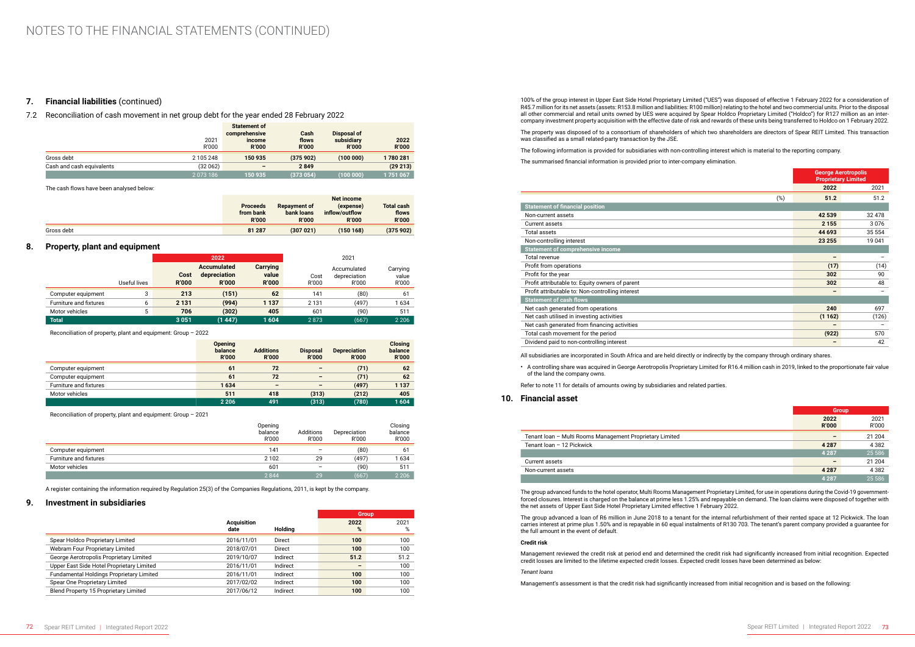# NOTES TO THE FINANCIAL STATEMENTS (CONTINUED)

## 7. Financial liabilities (continued)

### 7.2 Reconciliation of cash movement in net group debt for the year ended 28 February 2022

| | 2021 R'000 | Statement of comprehensive income R'000 | Cash flows R'000 | Disposal of subsidiary R'000 | 2022 R'000 |
|---|---|---|---|---|---|
| Gross debt | 2 105 248 | 150 935 | (375 902) | (100 000) | 1 780 281 |
| Cash and cash equivalents | (32 062) | – | 2 849 | | (29 213) |
| | 2 073 186 | 150 935 | (373 054) | (100 000) | 1 751 067 |

The cash flows have been analysed below:

| | Proceeds from bank R'000 | Repayment of bank loans R'000 | Net income (expense) inflow/outflow R'000 | Total cash flows R'000 |
|---|---|---|---|---|
| Gross debt | 81 287 | (307 021) | (150 168) | (375 902) |

## 8. Property, plant and equipment

| | Useful lives | 2022 Cost R'000 | 2022 Accumulated depreciation R'000 | 2022 Carrying value R'000 | 2021 Cost R'000 | 2021 Accumulated depreciation R'000 | 2021 Carrying value R'000 |
|---|---|---|---|---|---|---|---|
| Computer equipment | 3 | 213 | (151) | 62 | 141 | (80) | 61 |
| Furniture and fixtures | 6 | 2 131 | (994) | 1 137 | 2 131 | (497) | 1 634 |
| Motor vehicles | 5 | 706 | (302) | 405 | 601 | (90) | 511 |
| **Total** | | 3 051 | (1 447) | 1 604 | 2 873 | (667) | 2 206 |

Reconciliation of property, plant and equipment: Group – 2022

| | Opening balance R'000 | Additions R'000 | Disposal R'000 | Depreciation R'000 | Closing balance R'000 |
|---|---|---|---|---|---|
| Computer equipment | 61 | 72 | – | (71) | 62 |
| Computer equipment | 61 | 72 | – | (71) | 62 |
| Furniture and fixtures | 1 634 | – | – | (497) | 1 137 |
| Motor vehicles | 511 | 418 | (313) | (212) | 405 |
| | 2 206 | 491 | (313) | (780) | 1 604 |

Reconciliation of property, plant and equipment: Group – 2021

| | Opening balance R'000 | Additions R'000 | Depreciation R'000 | Closing balance R'000 |
|---|---|---|---|---|
| Computer equipment | 141 | – | (80) | 61 |
| Furniture and fixtures | 2 102 | 29 | (497) | 1 634 |
| Motor vehicles | 601 | – | (90) | 511 |
| | 2 844 | 29 | (667) | 2 206 |

A register containing the information required by Regulation 25(3) of the Companies Regulations, 2011, is kept by the company.

## 9. Investment in subsidiaries

| | Acquisition date | Holding | Group 2022 % | Group 2021 % |
|---|---|---|---|---|
| Spear Holdco Proprietary Limited | 2016/11/01 | Direct | 100 | 100 |
| Webram Four Proprietary Limited | 2018/07/01 | Direct | 100 | 100 |
| George Aerotropolis Proprietary Limited | 2019/10/07 | Indirect | 51.2 | 51.2 |
| Upper East Side Hotel Proprietary Limited | 2016/11/01 | Indirect | – | 100 |
| Fundamental Holdings Proprietary Limited | 2016/11/01 | Indirect | 100 | 100 |
| Spear One Proprietary Limited | 2017/02/02 | Indirect | 100 | 100 |
| Blend Property 15 Proprietary Limited | 2017/06/12 | Indirect | 100 | 100 |

100% of the group interest in Upper East Side Hotel Proprietary Limited ("UES") was disposed of effective 1 February 2022 for a consideration of R45.7 million for its net assets (assets: R153.8 million and liabilities: R100 million) relating to the hotel and two commercial units. Prior to the disposal all other commercial and retail units owned by UES were acquired by Spear Holdco Proprietary Limited ("Holdco") for R127 million as an inter-company investment property acquisition with the effective date of risk and rewards of these units being transferred to Holdco on 1 February 2022.

The property was disposed of to a consortium of shareholders of which two shareholders are directors of Spear REIT Limited. This transaction was classified as a small related-party transaction by the JSE.

The following information is provided for subsidiaries with non-controlling interest which is material to the reporting company.

The summarised financial information is provided prior to inter-company elimination.

| | George Aerotropolis Proprietary Limited 2022 | 2021 |
|---|---|---|
| (%) | 51.2 | 51.2 |
| **Statement of financial position** | | |
| Non-current assets | 42 539 | 32 478 |
| Current assets | 2 155 | 3 076 |
| Total assets | 44 693 | 35 554 |
| Non-controlling interest | 23 255 | 19 041 |
| **Statement of comprehensive income** | | |
| Total revenue | – | – |
| Profit from operations | (17) | (14) |
| Profit for the year | 302 | 90 |
| Profit attributable to: Equity owners of parent | 302 | 48 |
| Profit attributable to: Non-controlling interest | – | – |
| **Statement of cash flows** | | |
| Net cash generated from operations | 240 | 697 |
| Net cash utilised in investing activities | (1 162) | (126) |
| Net cash generated from financing activities | – | – |
| Total cash movement for the period | (922) | 570 |
| Dividend paid to non-controlling interest | – | 42 |

All subsidiaries are incorporated in South Africa and are held directly or indirectly by the company through ordinary shares.

- A controlling share was acquired in George Aerotropolis Proprietary Limited for R16.4 million cash in 2019, linked to the proportionate fair value of the land the company owns.

Refer to note 11 for details of amounts owing by subsidiaries and related parties.

## 10. Financial asset

| | Group 2022 R'000 | Group 2021 R'000 |
|---|---|---|
| Tenant loan – Multi Rooms Management Proprietary Limited | – | 21 204 |
| Tenant loan – 12 Pickwick | 4 287 | 4 382 |
| | 4 287 | 25 586 |
| Current assets | – | 21 204 |
| Non-current assets | 4 287 | 4 382 |
| | 4 287 | 25 586 |

The group advanced funds to the hotel operator, Multi Rooms Management Proprietary Limited, for use in operations during the Covid-19 government-forced closures. Interest is charged on the balance at prime less 1.25% and repayable on demand. The loan claims were disposed of together with the net assets of Upper East Side Hotel Proprietary Limited effective 1 February 2022.

The group advanced a loan of R6 million in June 2018 to a tenant for the internal refurbishment of their rented space at 12 Pickwick. The loan carries interest at prime plus 1.50% and is repayable in 60 equal instalments of R130 703. The tenant's parent company provided a guarantee for the full amount in the event of default.

**Credit risk**

Management reviewed the credit risk at period end and determined the credit risk had significantly increased from initial recognition. Expected credit losses are limited to the lifetime expected credit losses. Expected credit losses have been determined as below:

*Tenant loans*

Management's assessment is that the credit risk had significantly increased from initial recognition and is based on the following: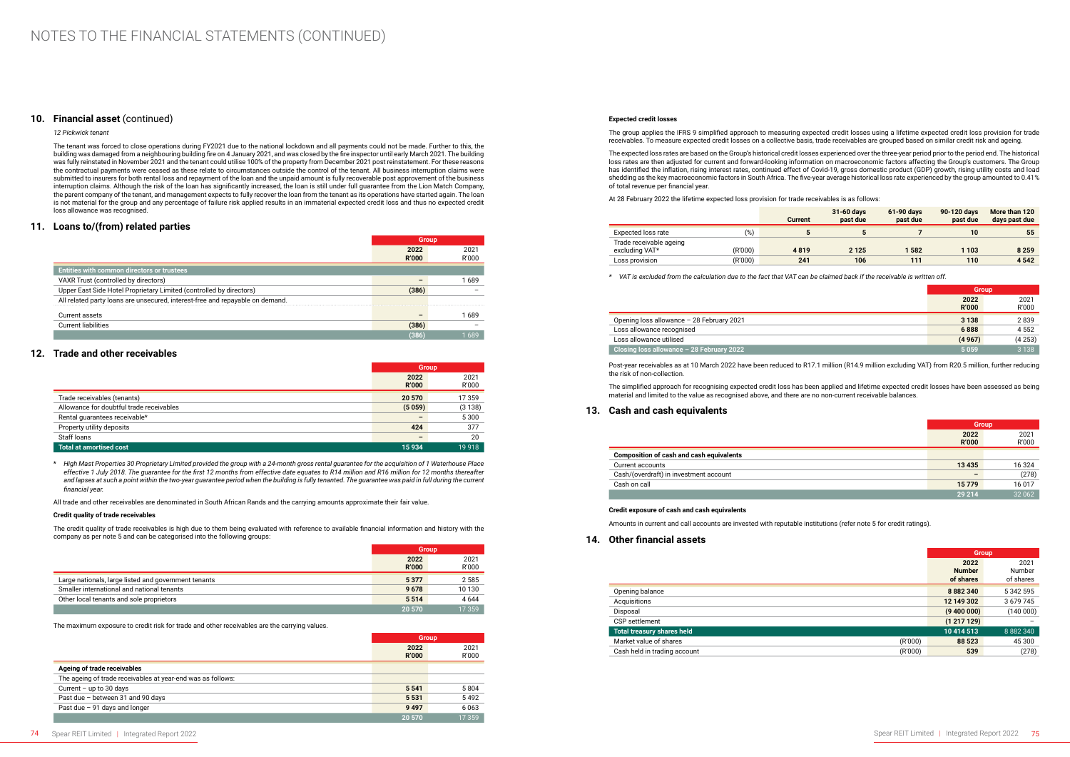# NOTES TO THE FINANCIAL STATEMENTS (CONTINUED)

## 10. Financial asset (continued)

*12 Pickwick tenant*

The tenant was forced to close operations during FY2021 due to the national lockdown and all payments could not be made. Further to this, the building was damaged from a neighbouring building fire on 4 January 2021, and was closed by the fire inspector until early March 2021. The building was fully reinstated in November 2021 and the tenant could utilise 100% of the property from December 2021 post reinstatement. For these reasons the contractual payments were ceased as these relate to circumstances outside the control of the tenant. All business interruption claims were submitted to insurers for both rental loss and repayment of the loan and the unpaid amount is fully recoverable post approvement of the business interruption claims. Although the risk of the loan has significantly increased, the loan is still under full guarantee from the Lion Match Company, the parent company of the tenant, and management expects to fully recover the loan from the tenant as its operations have started again. The loan is not material for the group and any percentage of failure risk applied results in an immaterial expected credit loss and thus no expected credit loss allowance was recognised.

## 11. Loans to/(from) related parties

| | Group | |
|---|---|---|
| | **2022 R'000** | 2021 R'000 |
| **Entities with common directors or trustees** | | |
| VAXR Trust (controlled by directors) | – | 1 689 |
| Upper East Side Hotel Proprietary Limited (controlled by directors) | (386) | – |
| All related party loans are unsecured, interest-free and repayable on demand. | | |
| Current assets | – | 1 689 |
| Current liabilities | (386) | – |
| | **(386)** | 1 689 |

## 12. Trade and other receivables

| | Group | |
|---|---|---|
| | **2022 R'000** | 2021 R'000 |
| Trade receivables (tenants) | 20 570 | 17 359 |
| Allowance for doubtful trade receivables | (5 059) | (3 138) |
| Rental guarantees receivable* | – | 5 300 |
| Property utility deposits | 424 | 377 |
| Staff loans | – | 20 |
| **Total at amortised cost** | **15 934** | 19 918 |

\* *High Mast Properties 30 Proprietary Limited provided the group with a 24-month gross rental guarantee for the acquisition of 1 Waterhouse Place effective 1 July 2018. The guarantee for the first 12 months from effective date equates to R14 million and R16 million for 12 months thereafter and lapses at such a point within the two-year guarantee period when the building is fully tenanted. The guarantee was paid in full during the current financial year.*

All trade and other receivables are denominated in South African Rands and the carrying amounts approximate their fair value.

**Credit quality of trade receivables**

The credit quality of trade receivables is high due to them being evaluated with reference to available financial information and history with the company as per note 5 and can be categorised into the following groups:

| | Group | |
|---|---|---|
| | **2022 R'000** | 2021 R'000 |
| Large nationals, large listed and government tenants | 5 377 | 2 585 |
| Smaller international and national tenants | 9 678 | 10 130 |
| Other local tenants and sole proprietors | 5 514 | 4 644 |
| | **20 570** | 17 359 |

The maximum exposure to credit risk for trade and other receivables are the carrying values.

| | Group | |
|---|---|---|
| | **2022 R'000** | 2021 R'000 |
| **Ageing of trade receivables** | | |
| The ageing of trade receivables at year-end was as follows: | | |
| Current – up to 30 days | 5 541 | 5 804 |
| Past due – between 31 and 90 days | 5 531 | 5 492 |
| Past due – 91 days and longer | 9 497 | 6 063 |
| | **20 570** | 17 359 |

**Expected credit losses**

The group applies the IFRS 9 simplified approach to measuring expected credit losses using a lifetime expected credit loss provision for trade receivables. To measure expected credit losses on a collective basis, trade receivables are grouped based on similar credit risk and ageing.

The expected loss rates are based on the Group's historical credit losses experienced over the three-year period prior to the period end. The historical loss rates are then adjusted for current and forward-looking information on macroeconomic factors affecting the Group's customers. The Group has identified the inflation, rising interest rates, continued effect of Covid-19, gross domestic product (GDP) growth, rising utility costs and load shedding as the key macroeconomic factors in South Africa. The five-year average historical loss rate experienced by the group amounted to 0.41% of total revenue per financial year.

At 28 February 2022 the lifetime expected loss provision for trade receivables is as follows:

| | | Current | 31-60 days past due | 61-90 days past due | 90-120 days past due | More than 120 days past due |
|---|---|---|---|---|---|---|
| Expected loss rate | (%) | 5 | 5 | 7 | 10 | 55 |
| Trade receivable ageing excluding VAT* | (R'000) | 4 819 | 2 125 | 1 582 | 1 103 | 8 259 |
| Loss provision | (R'000) | 241 | 106 | 111 | 110 | 4 542 |

\* *VAT is excluded from the calculation due to the fact that VAT can be claimed back if the receivable is written off.*

| | Group | |
|---|---|---|
| | **2022 R'000** | 2021 R'000 |
| Opening loss allowance – 28 February 2021 | 3 138 | 2 839 |
| Loss allowance recognised | 6 888 | 4 552 |
| Loss allowance utilised | (4 967) | (4 253) |
| **Closing loss allowance – 28 February 2022** | **5 059** | 3 138 |

Post-year receivables as at 10 March 2022 have been reduced to R17.1 million (R14.9 million excluding VAT) from R20.5 million, further reducing the risk of non-collection.

The simplified approach for recognising expected credit loss has been applied and lifetime expected credit losses have been assessed as being material and limited to the value as recognised above, and there are no non-current receivable balances.

## 13. Cash and cash equivalents

| | Group | |
|---|---|---|
| | **2022 R'000** | 2021 R'000 |
| **Composition of cash and cash equivalents** | | |
| Current accounts | 13 435 | 16 324 |
| Cash/(overdraft) in investment account | – | (278) |
| Cash on call | 15 779 | 16 017 |
| | **29 214** | 32 062 |

**Credit exposure of cash and cash equivalents**

Amounts in current and call accounts are invested with reputable institutions (refer note 5 for credit ratings).

## 14. Other financial assets

| | | Group | |
|---|---|---|---|
| | | **2022 Number of shares** | 2021 Number of shares |
| Opening balance | | 8 882 340 | 5 342 595 |
| Acquisitions | | 12 149 302 | 3 679 745 |
| Disposal | | (9 400 000) | (140 000) |
| CSP settlement | | (1 217 129) | – |
| **Total treasury shares held** | | **10 414 513** | 8 882 340 |
| Market value of shares | (R'000) | 88 523 | 45 300 |
| Cash held in trading account | (R'000) | 539 | (278) |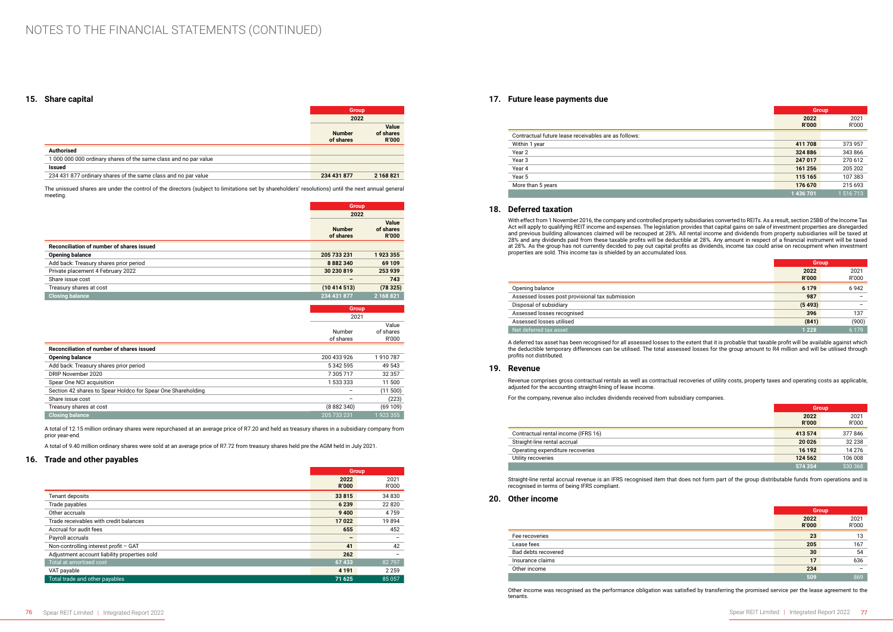# NOTES TO THE FINANCIAL STATEMENTS (CONTINUED)

## 15. Share capital

| | Group 2022 | |
|---|---|---|
| | Number of shares | Value of shares R'000 |
| **Authorised** | | |
| 1 000 000 000 ordinary shares of the same class and no par value | | |
| **Issued** | | |
| 234 431 877 ordinary shares of the same class and no par value | **234 431 877** | **2 168 821** |

The unissued shares are under the control of the directors (subject to limitations set by shareholders' resolutions) until the next annual general meeting.

| | Group 2022 | |
|---|---|---|
| | Number of shares | Value of shares R'000 |
| **Reconciliation of number of shares issued** | | |
| **Opening balance** | **205 733 231** | **1 923 355** |
| Add back: Treasury shares prior period | **8 882 340** | **69 109** |
| Private placement 4 February 2022 | **30 230 819** | **253 939** |
| Share issue cost | **–** | **743** |
| Treasury shares at cost | **(10 414 513)** | **(78 325)** |
| **Closing balance** | **234 431 877** | **2 168 821** |

| | Group 2021 | |
|---|---|---|
| | Number of shares | Value of shares R'000 |
| **Reconciliation of number of shares issued** | | |
| **Opening balance** | 200 433 926 | 1 910 787 |
| Add back: Treasury shares prior period | 5 342 595 | 49 543 |
| DRIP November 2020 | 7 305 717 | 32 357 |
| Spear One NCI acquisition | 1 533 333 | 11 500 |
| Section 42 shares to Spear Holdco for Spear One Shareholding | – | (11 500) |
| Share issue cost | – | (223) |
| Treasury shares at cost | (8 882 340) | (69 109) |
| **Closing balance** | 205 733 231 | 1 923 355 |

A total of 12.15 million ordinary shares were repurchased at an average price of R7.20 and held as treasury shares in a subsidiary company from prior year-end.

A total of 9.40 million ordinary shares were sold at an average price of R7.72 from treasury shares held pre the AGM held in July 2021.

## 16. Trade and other payables

| | Group | |
|---|---|---|
| | 2022 R'000 | 2021 R'000 |
| Tenant deposits | **33 815** | 34 830 |
| Trade payables | **6 239** | 22 820 |
| Other accruals | **9 400** | 4 759 |
| Trade receivables with credit balances | **17 022** | 19 894 |
| Accrual for audit fees | **655** | 452 |
| Payroll accruals | **–** | – |
| Non-controlling interest profit – GAT | **41** | 42 |
| Adjustment account liability properties sold | **262** | – |
| Total at amortised cost | **67 433** | 82 797 |
| VAT payable | **4 191** | 2 259 |
| Total trade and other payables | **71 625** | 85 057 |

## 17. Future lease payments due

| | Group | |
|---|---|---|
| | 2022 R'000 | 2021 R'000 |
| Contractual future lease receivables are as follows: | | |
| Within 1 year | **411 708** | 373 957 |
| Year 2 | **324 886** | 343 866 |
| Year 3 | **247 017** | 270 612 |
| Year 4 | **161 256** | 205 202 |
| Year 5 | **115 165** | 107 383 |
| More than 5 years | **176 670** | 215 693 |
| | **1 436 701** | 1 516 713 |

## 18. Deferred taxation

With effect from 1 November 2016, the company and controlled property subsidiaries converted to REITs. As a result, section 25BB of the Income Tax Act will apply to qualifying REIT income and expenses. The legislation provides that capital gains on sale of investment properties are disregarded and previous building allowances claimed will be recouped at 28%. All rental income and dividends from property subsidiaries will be taxed at 28% and any dividends paid from these taxable profits will be deductible at 28%. Any amount in respect of a financial instrument will be taxed at 28%. As the group has not currently decided to pay out capital profits as dividends, income tax could arise on recoupment when investment properties are sold. This income tax is shielded by an accumulated loss.

| | Group | |
|---|---|---|
| | 2022 R'000 | 2021 R'000 |
| Opening balance | **6 179** | 6 942 |
| Assessed losses post provisional tax submission | **987** | – |
| Disposal of subsidiary | **(5 493)** | – |
| Assessed losses recognised | **396** | 137 |
| Assessed losses utilised | **(841)** | (900) |
| Net deferred tax asset | **1 228** | 6 179 |

A deferred tax asset has been recognised for all assessed losses to the extent that it is probable that taxable profit will be available against which the deductible temporary differences can be utilised. The total assessed losses for the group amount to R4 million and will be utilised through profits not distributed.

## 19. Revenue

Revenue comprises gross contractual rentals as well as contractual recoveries of utility costs, property taxes and operating costs as applicable, adjusted for the accounting straight-lining of lease income.

For the company, revenue also includes dividends received from subsidiary companies.

| | Group | |
|---|---|---|
| | 2022 R'000 | 2021 R'000 |
| Contractual rental income (IFRS 16) | **413 574** | 377 846 |
| Straight-line rental accrual | **20 026** | 32 238 |
| Operating expenditure recoveries | **16 192** | 14 276 |
| Utility recoveries | **124 562** | 106 008 |
| | **574 354** | 530 368 |

Straight-line rental accrual revenue is an IFRS recognised item that does not form part of the group distributable funds from operations and is recognised in terms of being IFRS compliant.

## 20. Other income

| | Group | |
|---|---|---|
| | 2022 R'000 | 2021 R'000 |
| Fee recoveries | **23** | 13 |
| Lease fees | **205** | 167 |
| Bad debts recovered | **30** | 54 |
| Insurance claims | **17** | 636 |
| Other income | **234** | – |
| | **509** | 869 |

Other income was recognised as the performance obligation was satisfied by transferring the promised service per the lease agreement to the tenants.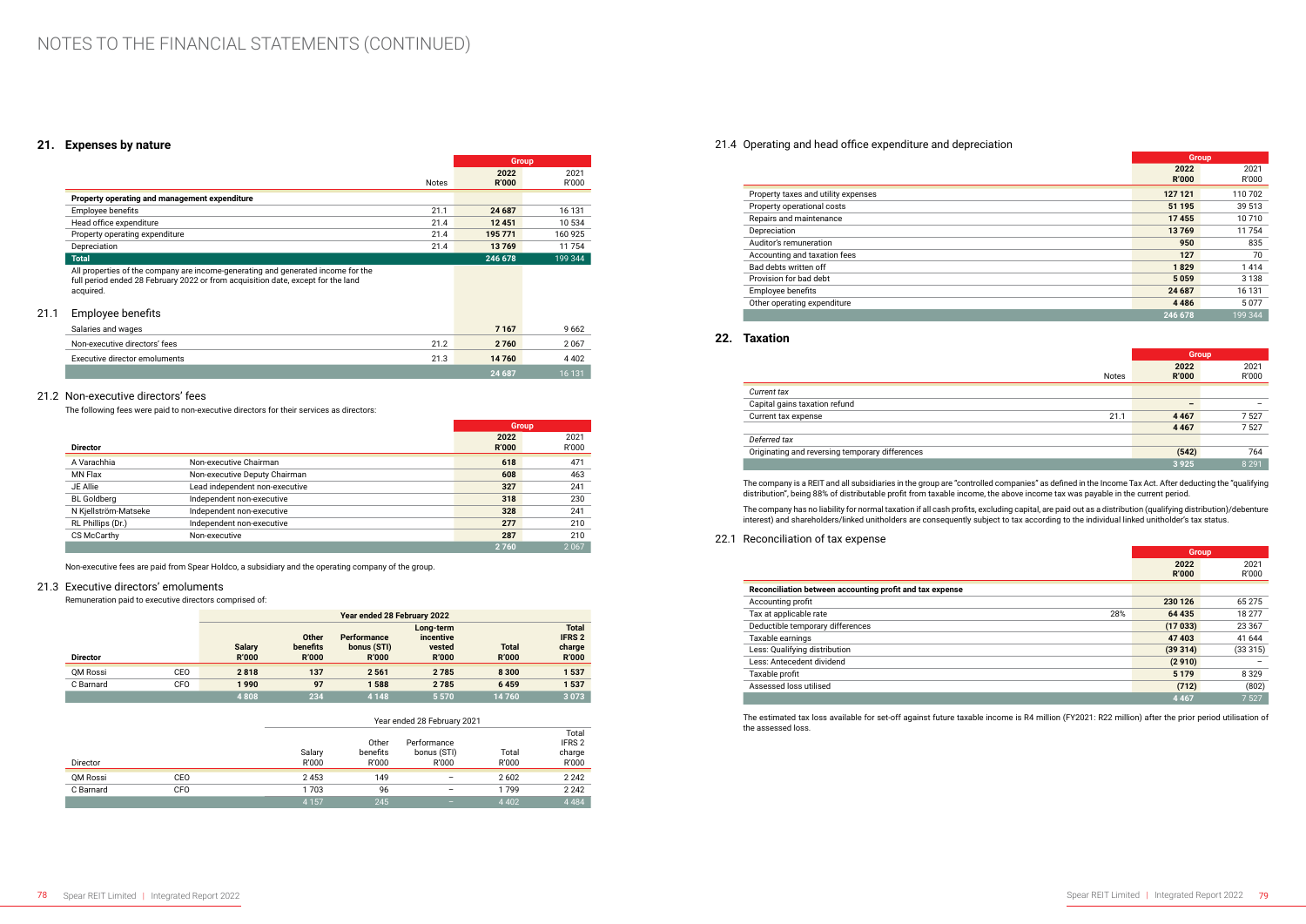# NOTES TO THE FINANCIAL STATEMENTS (CONTINUED)

## 21. Expenses by nature

| | Notes | Group 2022 R'000 | 2021 R'000 |
|---|---|---|---|
| **Property operating and management expenditure** | | | |
| Employee benefits | 21.1 | **24 687** | 16 131 |
| Head office expenditure | 21.4 | **12 451** | 10 534 |
| Property operating expenditure | 21.4 | **195 771** | 160 925 |
| Depreciation | 21.4 | **13 769** | 11 754 |
| **Total** | | **246 678** | 199 344 |

All properties of the company are income-generating and generated income for the full period ended 28 February 2022 or from acquisition date, except for the land acquired.

### 21.1 Employee benefits

| | Notes | Group 2022 R'000 | 2021 R'000 |
|---|---|---|---|
| Salaries and wages | | **7 167** | 9 662 |
| Non-executive directors' fees | 21.2 | **2 760** | 2 067 |
| Executive director emoluments | 21.3 | **14 760** | 4 402 |
| | | **24 687** | 16 131 |

### 21.2 Non-executive directors' fees

The following fees were paid to non-executive directors for their services as directors:

| Director | | Group 2022 R'000 | 2021 R'000 |
|---|---|---|---|
| A Varachhia | Non-executive Chairman | **618** | 471 |
| MN Flax | Non-executive Deputy Chairman | **608** | 463 |
| JE Allie | Lead independent non-executive | **327** | 241 |
| BL Goldberg | Independent non-executive | **318** | 230 |
| N Kjellström-Matseke | Independent non-executive | **328** | 241 |
| RL Phillips (Dr.) | Independent non-executive | **277** | 210 |
| CS McCarthy | Non-executive | **287** | 210 |
| | | **2 760** | 2 067 |

Non-executive fees are paid from Spear Holdco, a subsidiary and the operating company of the group.

### 21.3 Executive directors' emoluments

Remuneration paid to executive directors comprised of:

**Year ended 28 February 2022**

| Director | | Salary R'000 | Other benefits R'000 | Performance bonus (STI) R'000 | Long-term incentive vested R'000 | Total R'000 | Total IFRS 2 charge R'000 |
|---|---|---|---|---|---|---|---|
| QM Rossi | CEO | **2 818** | **137** | **2 561** | **2 785** | **8 300** | **1 537** |
| C Barnard | CFO | **1 990** | **97** | **1 588** | **2 785** | **6 459** | **1 537** |
| | | **4 808** | **234** | **4 148** | **5 570** | **14 760** | **3 073** |

**Year ended 28 February 2021**

| Director | | Salary R'000 | Other benefits R'000 | Performance bonus (STI) R'000 | Total R'000 | Total IFRS 2 charge R'000 |
|---|---|---|---|---|---|---|
| QM Rossi | CEO | 2 453 | 149 | – | 2 602 | 2 242 |
| C Barnard | CFO | 1 703 | 96 | – | 1 799 | 2 242 |
| | | 4 157 | 245 | – | 4 402 | 4 484 |

### 21.4 Operating and head office expenditure and depreciation

| | Group 2022 R'000 | 2021 R'000 |
|---|---|---|
| Property taxes and utility expenses | **127 121** | 110 702 |
| Property operational costs | **51 195** | 39 513 |
| Repairs and maintenance | **17 455** | 10 710 |
| Depreciation | **13 769** | 11 754 |
| Auditor's remuneration | **950** | 835 |
| Accounting and taxation fees | **127** | 70 |
| Bad debts written off | **1 829** | 1 414 |
| Provision for bad debt | **5 059** | 3 138 |
| Employee benefits | **24 687** | 16 131 |
| Other operating expenditure | **4 486** | 5 077 |
| | **246 678** | 199 344 |

## 22. Taxation

| | Notes | Group 2022 R'000 | 2021 R'000 |
|---|---|---|---|
| *Current tax* | | | |
| Capital gains taxation refund | | **–** | – |
| Current tax expense | 21.1 | **4 467** | 7 527 |
| | | **4 467** | 7 527 |
| *Deferred tax* | | | |
| Originating and reversing temporary differences | | **(542)** | 764 |
| | | **3 925** | 8 291 |

The company is a REIT and all subsidiaries in the group are "controlled companies" as defined in the Income Tax Act. After deducting the "qualifying distribution", being 88% of distributable profit from taxable income, the above income tax was payable in the current period.

The company has no liability for normal taxation if all cash profits, excluding capital, are paid out as a distribution (qualifying distribution)/debenture interest) and shareholders/linked unitholders are consequently subject to tax according to the individual linked unitholder's tax status.

### 22.1 Reconciliation of tax expense

| | | Group 2022 R'000 | 2021 R'000 |
|---|---|---|---|
| **Reconciliation between accounting profit and tax expense** | | | |
| Accounting profit | | **230 126** | 65 275 |
| Tax at applicable rate | 28% | **64 435** | 18 277 |
| Deductible temporary differences | | **(17 033)** | 23 367 |
| Taxable earnings | | **47 403** | 41 644 |
| Less: Qualifying distribution | | **(39 314)** | (33 315) |
| Less: Antecedent dividend | | **(2 910)** | – |
| Taxable profit | | **5 179** | 8 329 |
| Assessed loss utilised | | **(712)** | (802) |
| | | **4 467** | 7 527 |

The estimated tax loss available for set-off against future taxable income is R4 million (FY2021: R22 million) after the prior period utilisation of the assessed loss.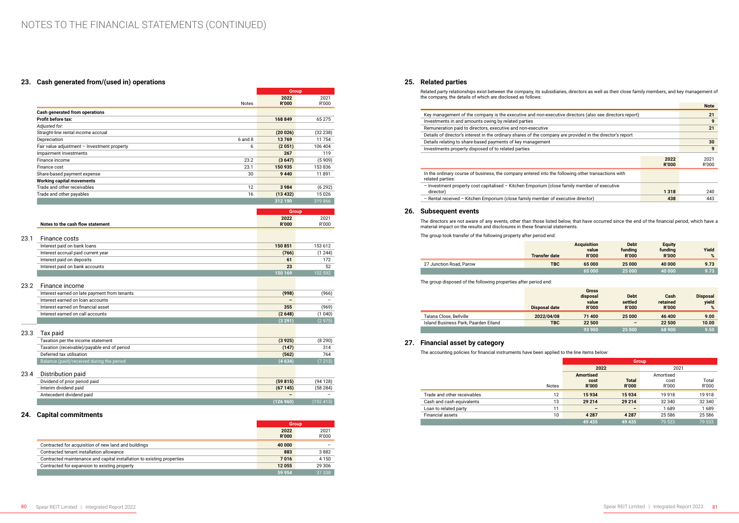# NOTES TO THE FINANCIAL STATEMENTS (CONTINUED)

## 23. Cash generated from/(used in) operations

| | Notes | Group 2022 R'000 | 2021 R'000 |
|---|---|---|---|
| **Cash generated from operations** | | | |
| **Profit before tax:** | | **168 849** | 65 275 |
| *Adjusted for:* | | | |
| Straight-line rental income accrual | | **(20 026)** | (32 238) |
| Depreciation | 6 and 8 | **13 769** | 11 754 |
| Fair value adjustment – Investment property | 6 | **(2 051)** | 106 404 |
| Impairment Investments | | **267** | 119 |
| Finance income | 23.2 | **(3 647)** | (5 909) |
| Finance cost | 23.1 | **150 935** | 153 836 |
| Share-based payment expense | 30 | **9 440** | 11 891 |
| **Working capital movements** | | | |
| Trade and other receivables | 12 | **3 984** | (6 292) |
| Trade and other payables | 16 | **(13 432)** | 15 026 |
| | | **312 190** | 319 866 |

| Notes to the cash flow statement | Group 2022 R'000 | 2021 R'000 |
|---|---|---|

### 23.1 Finance costs

| | 2022 R'000 | 2021 R'000 |
|---|---|---|
| Interest paid on bank loans | **150 851** | 153 612 |
| Interest accrual paid current year | **(766)** | (1 244) |
| Interest paid on deposits | **61** | 172 |
| Interest paid on bank accounts | **23** | 52 |
| | **150 169** | 152 592 |

### 23.2 Finance income

| | 2022 R'000 | 2021 R'000 |
|---|---|---|
| Interest earned on late payment from tenants | **(998)** | (966) |
| Interest earned on loan accounts | **–** | – |
| Interest earned on financial asset | **355** | (969) |
| Interest earned on call accounts | **(2 648)** | (1 040) |
| | **(3 291)** | (2 975) |

### 23.3 Tax paid

| | 2022 R'000 | 2021 R'000 |
|---|---|---|
| Taxation per the income statement | **(3 925)** | (8 290) |
| Taxation (receivable)/payable end of period | **(147)** | 314 |
| Deferred tax utilisation | **(562)** | 764 |
| Balance (paid)/received during the period | **(4 634)** | (7 213) |

### 23.4 Distribution paid

| | 2022 R'000 | 2021 R'000 |
|---|---|---|
| Dividend of prior period paid | **(59 815)** | (94 128) |
| Interim dividend paid | **(67 145)** | (58 284) |
| Antecedent dividend paid | **–** | – |
| | **(126 960)** | (152 413) |

## 24. Capital commitments

| | Group 2022 R'000 | 2021 R'000 |
|---|---|---|
| Contracted for acquisition of new land and buildings | **40 000** | – |
| Contracted tenant installation allowance | **883** | 3 882 |
| Contracted maintenance and capital installation to existing properties | **7 016** | 4 150 |
| Contracted for expansion to existing property | **12 055** | 29 306 |
| | **59 954** | 37 338 |

## 25. Related parties

Related party relationships exist between the company, its subsidiaries, directors as well as their close family members, and key management of the company, the details of which are disclosed as follows:

| | Note |
|---|---|
| Key management of the company is the executive and non-executive directors (also see directors report) | **21** |
| Investments in and amounts owing by related parties | **9** |
| Remuneration paid to directors, executive and non-executive | **21** |
| Details of director's interest in the ordinary shares of the company are provided in the director's report | |
| Details relating to share-based payments of key management | **30** |
| Investments property disposed of to related parties | **9** |

| | 2022 R'000 | 2021 R'000 |
|---|---|---|
| In the ordinary course of business, the company entered into the following other transactions with related parties: | | |
| – Investment property cost capitalised – Kitchen Emporium (close family member of executive director) | **1 318** | 240 |
| – Rental received – Kitchen Emporium (close family member of executive director) | **438** | 443 |

## 26. Subsequent events

The directors are not aware of any events, other than those listed below, that have occurred since the end of the financial period, which have a material impact on the results and disclosures in these financial statements.

The group took transfer of the following property after period end:

| | Transfer date | Acquisition value R'000 | Debt funding R'000 | Equity funding R'000 | Yield % |
|---|---|---|---|---|---|
| 27 Junction Road, Parow | **TBC** | **65 000** | **25 000** | **40 000** | **9.73** |
| | | **65 000** | **25 000** | **40 000** | **9.73** |

The group disposed of the following properties after period end:

| | Disposal date | Gross disposal value R'000 | Debt settled R'000 | Cash retained R'000 | Disposal yield % |
|---|---|---|---|---|---|
| Talana Close, Bellville | **2022/04/08** | **71 400** | **25 000** | **46 400** | **9.00** |
| Island Business Park, Paarden Eiland | **TBC** | **22 500** | **–** | **22 500** | **10.00** |
| | | **93 900** | **25 000** | **68 900** | **9.50** |

## 27. Financial asset by category

The accounting policies for financial instruments have been applied to the line items below:

| | Notes | Group 2022 Amortised cost R'000 | 2022 Total R'000 | 2021 Amortised cost R'000 | 2021 Total R'000 |
|---|---|---|---|---|---|
| Trade and other receivables | 12 | **15 934** | **15 934** | 19 918 | 19 918 |
| Cash and cash equivalents | 13 | **29 214** | **29 214** | 32 340 | 32 340 |
| Loan to related party | 11 | **–** | **–** | 1 689 | 1 689 |
| Financial assets | 10 | **4 287** | **4 287** | 25 586 | 25 586 |
| | | **49 435** | **49 435** | 79 533 | 79 533 |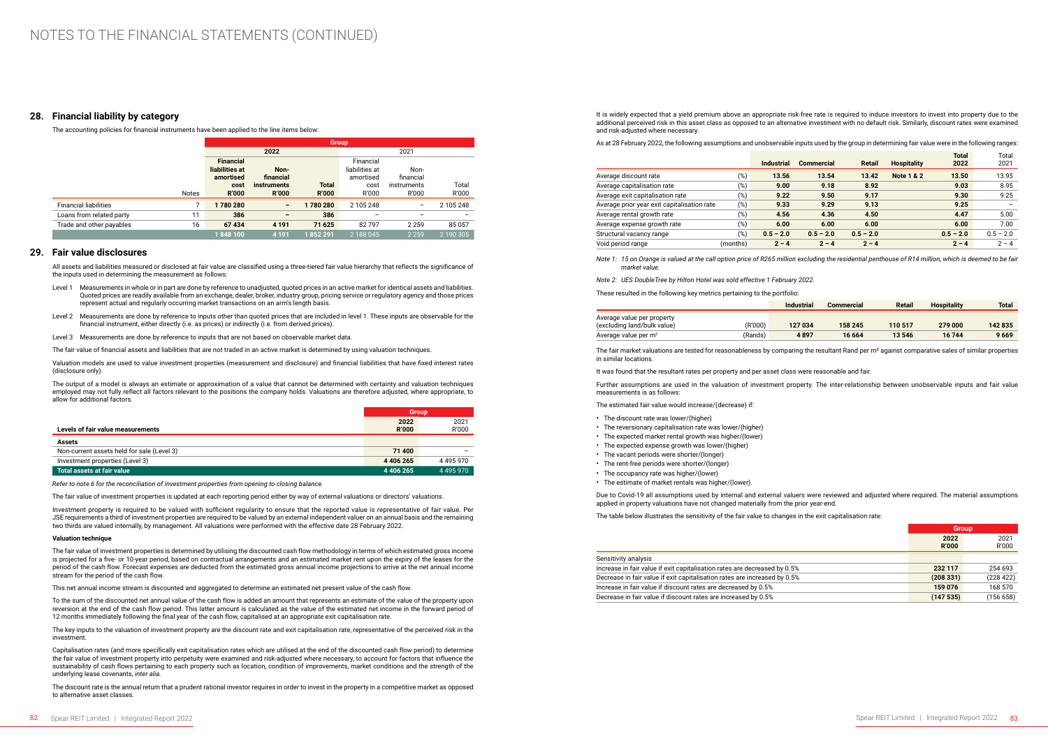# NOTES TO THE FINANCIAL STATEMENTS (CONTINUED)

## 28. Financial liability by category

The accounting policies for financial instruments have been applied to the line items below:

| | | Group | | | | | |
|---|---|---|---|---|---|---|---|
| | | **2022** | | | 2021 | | |
| | Notes | **Financial liabilities at amortised cost R'000** | **Non-financial instruments R'000** | **Total R'000** | Financial liabilities at amortised cost R'000 | Non-financial instruments R'000 | Total R'000 |
| Financial liabilities | 7 | **1 780 280** | **–** | **1 780 280** | 2 105 248 | – | 2 105 248 |
| Loans from related party | 11 | **386** | **–** | **386** | – | – | – |
| Trade and other payables | 16 | **67 434** | **4 191** | **71 625** | 82 797 | 2 259 | 85 057 |
| | | **1 848 100** | **4 191** | **1 852 291** | 2 188 045 | 2 259 | 2 190 305 |

## 29. Fair value disclosures

All assets and liabilities measured or disclosed at fair value are classified using a three-tiered fair value hierarchy that reflects the significance of the inputs used in determining the measurement as follows:

Level 1 Measurements in whole or in part are done by reference to unadjusted, quoted prices in an active market for identical assets and liabilities. Quoted prices are readily available from an exchange, dealer, broker, industry group, pricing service or regulatory agency and those prices represent actual and regularly occurring market transactions on an arm's length basis.

Level 2 Measurements are done by reference to inputs other than quoted prices that are included in level 1. These inputs are observable for the financial instrument, either directly (i.e. as prices) or indirectly (i.e. from derived prices).

Level 3 Measurements are done by reference to inputs that are not based on observable market data.

The fair value of financial assets and liabilities that are not traded in an active market is determined by using valuation techniques.

Valuation models are used to value investment properties (measurement and disclosure) and financial liabilities that have fixed interest rates (disclosure only).

The output of a model is always an estimate or approximation of a value that cannot be determined with certainty and valuation techniques employed may not fully reflect all factors relevant to the positions the company holds. Valuations are therefore adjusted, where appropriate, to allow for additional factors.

| | Group | |
|---|---|---|
| **Levels of fair value measurements** | **2022 R'000** | 2021 R'000 |
| **Assets** | | |
| Non-current assets held for sale (Level 3) | **71 400** | – |
| Investment properties (Level 3) | **4 406 265** | 4 495 970 |
| **Total assets at fair value** | **4 406 265** | 4 495 970 |

*Refer to note 6 for the reconciliation of investment properties from opening to closing balance.*

The fair value of investment properties is updated at each reporting period either by way of external valuations or directors' valuations.

Investment property is required to be valued with sufficient regularity to ensure that the reported value is representative of fair value. Per JSE requirements a third of investment properties are required to be valued by an external independent valuer on an annual basis and the remaining two thirds are valued internally, by management. All valuations were performed with the effective date 28 February 2022.

**Valuation technique**

The fair value of investment properties is determined by utilising the discounted cash flow methodology in terms of which estimated gross income is projected for a five- or 10-year period, based on contractual arrangements and an estimated market rent upon the expiry of the leases for the period of the cash flow. Forecast expenses are deducted from the estimated gross annual income projections to arrive at the net annual income stream for the period of the cash flow.

This net annual income stream is discounted and aggregated to determine an estimated net present value of the cash flow.

To the sum of the discounted net annual value of the cash flow is added an amount that represents an estimate of the value of the property upon reversion at the end of the cash flow period. This latter amount is calculated as the value of the estimated net income in the forward period of 12 months immediately following the final year of the cash flow, capitalised at an appropriate exit capitalisation rate.

The key inputs to the valuation of investment property are the discount rate and exit capitalisation rate, representative of the perceived risk in the investment.

Capitalisation rates (and more specifically exit capitalisation rates which are utilised at the end of the discounted cash flow period) to determine the fair value of investment property into perpetuity were examined and risk-adjusted where necessary, to account for factors that influence the sustainability of cash flows pertaining to each property such as location, condition of improvements, market conditions and the strength of the underlying lease covenants, *inter alia.*

The discount rate is the annual return that a prudent rational investor requires in order to invest in the property in a competitive market as opposed to alternative asset classes.

It is widely expected that a yield premium above an appropriate risk-free rate is required to induce investors to invest into property due to the additional perceived risk in this asset class as opposed to an alternative investment with no default risk. Similarly, discount rates were examined and risk-adjusted where necessary.

As at 28 February 2022, the following assumptions and unobservable inputs used by the group in determining fair value were in the following ranges:

| | | **Industrial** | **Commercial** | **Retail** | **Hospitality** | **Total 2022** | Total 2021 |
|---|---|---|---|---|---|---|---|
| Average discount rate | (%) | **13.56** | **13.54** | **13.42** | **Note 1 & 2** | **13.50** | 13.95 |
| Average capitalisation rate | (%) | **9.00** | **9.18** | **8.92** | | **9.03** | 8.95 |
| Average exit capitalisation rate | (%) | **9.22** | **9.50** | **9.17** | | **9.30** | 9.25 |
| Average prior year exit capitalisation rate | (%) | **9.33** | **9.29** | **9.13** | | **9.25** | – |
| Average rental growth rate | (%) | **4.56** | **4.36** | **4.50** | | **4.47** | 5.00 |
| Average expense growth rate | (%) | **6.00** | **6.00** | **6.00** | | **6.00** | 7.00 |
| Structural vacancy range | (%) | **0.5 – 2.0** | **0.5 – 2.0** | **0.5 – 2.0** | | **0.5 – 2.0** | 0.5 – 2.0 |
| Void period range | (months) | **2 – 4** | **2 – 4** | **2 – 4** | | **2 – 4** | 2 – 4 |

*Note 1: 15 on Orange is valued at the call option price of R265 million excluding the residential penthouse of R14 million, which is deemed to be fair market value.*

*Note 2: UES DoubleTree by Hilton Hotel was sold effective 1 February 2022.*

These resulted in the following key metrics pertaining to the portfolio:

| | | **Industrial** | **Commercial** | **Retail** | **Hospitality** | **Total** |
|---|---|---|---|---|---|---|
| Average value per property (excluding land/bulk value) | (R'000) | **127 034** | **158 245** | **110 517** | **279 000** | **142 835** |
| Average value per m² | (Rands) | **4 897** | **16 664** | **13 546** | **16 744** | **9 669** |

The fair market valuations are tested for reasonableness by comparing the resultant Rand per m² against comparative sales of similar properties in similar locations.

It was found that the resultant rates per property and per asset class were reasonable and fair.

Further assumptions are used in the valuation of investment property. The inter-relationship between unobservable inputs and fair value measurements is as follows:

The estimated fair value would increase/(decrease) if:

- The discount rate was lower/(higher)
- The reversionary capitalisation rate was lower/(higher)
- The expected market rental growth was higher/(lower)
- The expected expense growth was lower/(higher)
- The vacant periods were shorter/(longer)
- The rent-free periods were shorter/(longer)
- The occupancy rate was higher/(lower)
- The estimate of market rentals was higher/(lower).

Due to Covid-19 all assumptions used by internal and external valuers were reviewed and adjusted where required. The material assumptions applied in property valuations have not changed materially from the prior year-end.

The table below illustrates the sensitivity of the fair value to changes in the exit capitalisation rate:

| | Group | |
|---|---|---|
| | **2022 R'000** | 2021 R'000 |
| Sensitivity analysis | | |
| Increase in fair value if exit capitalisation rates are decreased by 0.5% | **232 117** | 254 693 |
| Decrease in fair value if exit capitalisation rates are increased by 0.5% | **(208 331)** | (228 422) |
| Increase in fair value if discount rates are decreased by 0.5% | **159 076** | 168 570 |
| Decrease in fair value if discount rates are increased by 0.5% | **(147 535)** | (156 658) |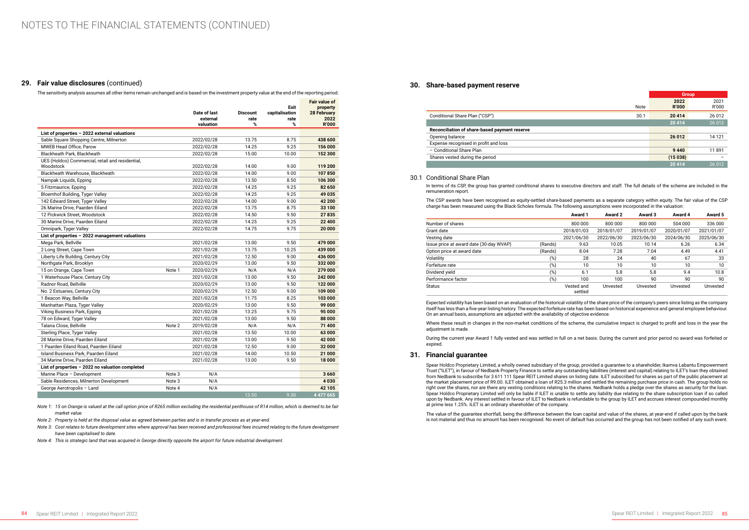# NOTES TO THE FINANCIAL STATEMENTS (CONTINUED)

## 29. Fair value disclosures (continued)

The sensitivity analysis assumes all other items remain unchanged and is based on the investment property value at the end of the reporting period.

| | | Date of last external valuation | Discount rate % | Exit capitalisation rate % | Fair value of property 28 February 2022 R'000 |
|---|---|---|---|---|---|
| **List of properties – 2022 external valuations** | | | | | |
| Sable Square Shopping Centre, Milnerton | | 2022/02/28 | 13.75 | 8.75 | **438 600** |
| MWEB Head Office, Parow | | 2022/02/28 | 14.25 | 9.25 | **156 000** |
| Blackheath Park, Blackheath | | 2022/02/28 | 15.00 | 10.00 | **152 300** |
| UES (Holdco) Commercial, retail and residential, Woodstock | | 2022/02/28 | 14.00 | 9.00 | **119 200** |
| Blackheath Warehouse, Blackheath | | 2022/02/28 | 14.00 | 9.00 | **107 850** |
| Nampak Liquids, Epping | | 2022/02/28 | 13.50 | 8.50 | **106 300** |
| 5 Fitzmaurice, Epping | | 2022/02/28 | 14.25 | 9.25 | **82 650** |
| Bloemhof Building, Tyger Valley | | 2022/02/28 | 14.25 | 9.25 | **49 035** |
| 142 Edward Street, Tyger Valley | | 2022/02/28 | 14.00 | 9.00 | **42 200** |
| 26 Marine Drive, Paarden Eiland | | 2022/02/28 | 13.75 | 8.75 | **33 100** |
| 12 Pickwick Street, Woodstock | | 2022/02/28 | 14.50 | 9.50 | **27 835** |
| 30 Marine Drive, Paarden Eiland | | 2022/02/28 | 14.25 | 9.25 | **22 400** |
| Omnipark, Tyger Valley | | 2022/02/28 | 14.75 | 9.75 | **20 000** |
| **List of properties – 2022 management valuations** | | | | | |
| Mega Park, Bellville | | 2021/02/28 | 13.00 | 9.50 | **479 000** |
| 2 Long Street, Cape Town | | 2021/02/28 | 13.75 | 10.25 | **439 000** |
| Liberty Life Building, Century City | | 2021/02/28 | 12.50 | 9.00 | **436 000** |
| Northgate Park, Brooklyn | | 2020/02/29 | 13.00 | 9.50 | **332 000** |
| 15 on Orange, Cape Town | Note 1 | 2020/02/29 | N/A | N/A | **279 000** |
| 1 Waterhouse Place, Century City | | 2021/02/28 | 13.00 | 9.50 | **242 000** |
| Radnor Road, Bellville | | 2020/02/29 | 13.00 | 9.50 | **122 000** |
| No. 2 Estuaries, Century City | | 2020/02/29 | 12.50 | 9.00 | **109 000** |
| 1 Beacon Way, Bellville | | 2021/02/28 | 11.75 | 8.25 | **103 000** |
| Manhattan Plaza, Tyger Valley | | 2020/02/29 | 13.00 | 9.50 | **99 000** |
| Viking Business Park, Epping | | 2021/02/28 | 13.25 | 9.75 | **95 000** |
| 78 on Edward, Tyger Valley | | 2021/02/28 | 13.00 | 9.50 | **88 000** |
| Talana Close, Bellville | Note 2 | 2019/02/28 | N/A | N/A | **71 400** |
| Sterling Place, Tyger Valley | | 2021/02/28 | 13.50 | 10.00 | **63 000** |
| 28 Marine Drive, Paarden Eiland | | 2021/02/28 | 13.00 | 9.50 | **42 000** |
| 1 Paarden Eiland Road, Paarden Eiland | | 2021/02/28 | 12.50 | 9.00 | **32 000** |
| Island Business Park, Paarden Eiland | | 2021/02/28 | 14.00 | 10.50 | **21 000** |
| 34 Marine Drive, Paarden Eiland | | 2021/02/28 | 13.00 | 9.50 | **18 000** |
| **List of properties – 2022 no valuation completed** | | | | | |
| Marine Place – Development | Note 3 | N/A | | | **3 660** |
| Sable Residences, Milnerton Development | Note 3 | N/A | | | **4 030** |
| George Aerotropolis – Land | Note 4 | N/A | | | **42 105** |
| | | | 13.50 | 9.30 | **4 477 665** |

*Note 1: 15 on Orange is valued at the call option price of R265 million excluding the residential penthouse of R14 million, which is deemed to be fair market value.*

*Note 2: Property is held at the disposal value as agreed between parties and is in transfer process as at year-end.*

*Note 3: Cost relates to future development sites where approval has been received and professional fees incurred relating to the future development have been capitalised to date.*

*Note 4: This is strategic land that was acquired in George directly opposite the airport for future industrial development.*

## 30. Share-based payment reserve

| | Note | Group 2022 R'000 | Group 2021 R'000 |
|---|---|---|---|
| Conditional Share Plan ("CSP") | 30.1 | **20 414** | 26 012 |
| | | **20 414** | 26 012 |
| **Reconciliation of share-based payment reserve** | | | |
| Opening balance | | **26 012** | 14 121 |
| Expense recognised in profit and loss | | | |
| – Conditional Share Plan | | **9 440** | 11 891 |
| Shares vested during the period | | **(15 038)** | – |
| | | **20 414** | 26 012 |

### 30.1 Conditional Share Plan

In terms of its CSP, the group has granted conditional shares to executive directors and staff. The full details of the scheme are included in the remuneration report.

The CSP awards have been recognised as equity-settled share-based payments as a separate category within equity. The fair value of the CSP charge has been measured using the Black-Scholes formula. The following assumptions were incorporated in the valuation:

| | | Award 1 | Award 2 | Award 3 | Award 4 | Award 5 |
|---|---|---|---|---|---|---|
| Number of shares | | 800 000 | 800 000 | 800 000 | 504 000 | 336 000 |
| Grant date | | 2018/01/03 | 2018/01/07 | 2019/01/07 | 2020/01/07 | 2021/01/07 |
| Vesting date | | 2021/06/30 | 2022/06/30 | 2023/06/30 | 2024/06/30 | 2025/06/30 |
| Issue price at award date (30-day WVAP) | (Rands) | 9.63 | 10.05 | 10.14 | 6.26 | 6.34 |
| Option price at award date | (Rands) | 8.04 | 7.28 | 7.04 | 4.49 | 4.41 |
| Volatility | (%) | 28 | 24 | 40 | 67 | 33 |
| Forfeiture rate | (%) | 10 | 10 | 10 | 10 | 10 |
| Dividend yield | (%) | 6.1 | 5.8 | 5.8 | 9.4 | 10.8 |
| Performance factor | (%) | 100 | 100 | 90 | 90 | 90 |
| Status | | Vested and settled | Unvested | Unvested | Unvested | Unvested |

Expected volatility has been based on an evaluation of the historical volatility of the share price of the company's peers since listing as the company itself has less than a five-year listing history. The expected forfeiture rate has been based on historical experience and general employee behaviour. On an annual basis, assumptions are adjusted with the availability of objective evidence.

Where these result in changes in the non-market conditions of the scheme, the cumulative impact is charged to profit and loss in the year the adjustment is made.

During the current year Award 1 fully vested and was settled in full on a net basis. During the current and prior period no award was forfeited or expired.

## 31. Financial guarantee

Spear Holdco Proprietary Limited, a wholly owned subsidiary of the group, provided a guarantee to a shareholder, Ikamva Labantu Empowerment Trust ("ILET"), in favour of Nedbank Property Finance to settle any outstanding liabilities (interest and capital) relating to ILET's loan they obtained from Nedbank to subscribe for 3 611 111 Spear REIT Limited shares on listing date. ILET subscribed for shares as part of the public placement at the market placement price of R9.00. ILET obtained a loan of R25.3 million and settled the remaining purchase price in cash. The group holds no right over the shares, nor are there any vesting conditions relating to the shares. Nedbank holds a pledge over the shares as security for the loan. Spear Holdco Proprietary Limited will only be liable if ILET is unable to settle any liability due relating to the share subscription loan if so called upon by Nedbank. Any interest settled in favour of ILET to Nedbank is refundable to the group by ILET and accrues interest compounded monthly at prime less 1.25%. ILET is an ordinary shareholder of the company.

The value of the guarantee shortfall, being the difference between the loan capital and value of the shares, at year-end if called upon by the bank is not material and thus no amount has been recognised. No event of default has occurred and the group has not been notified of any such event.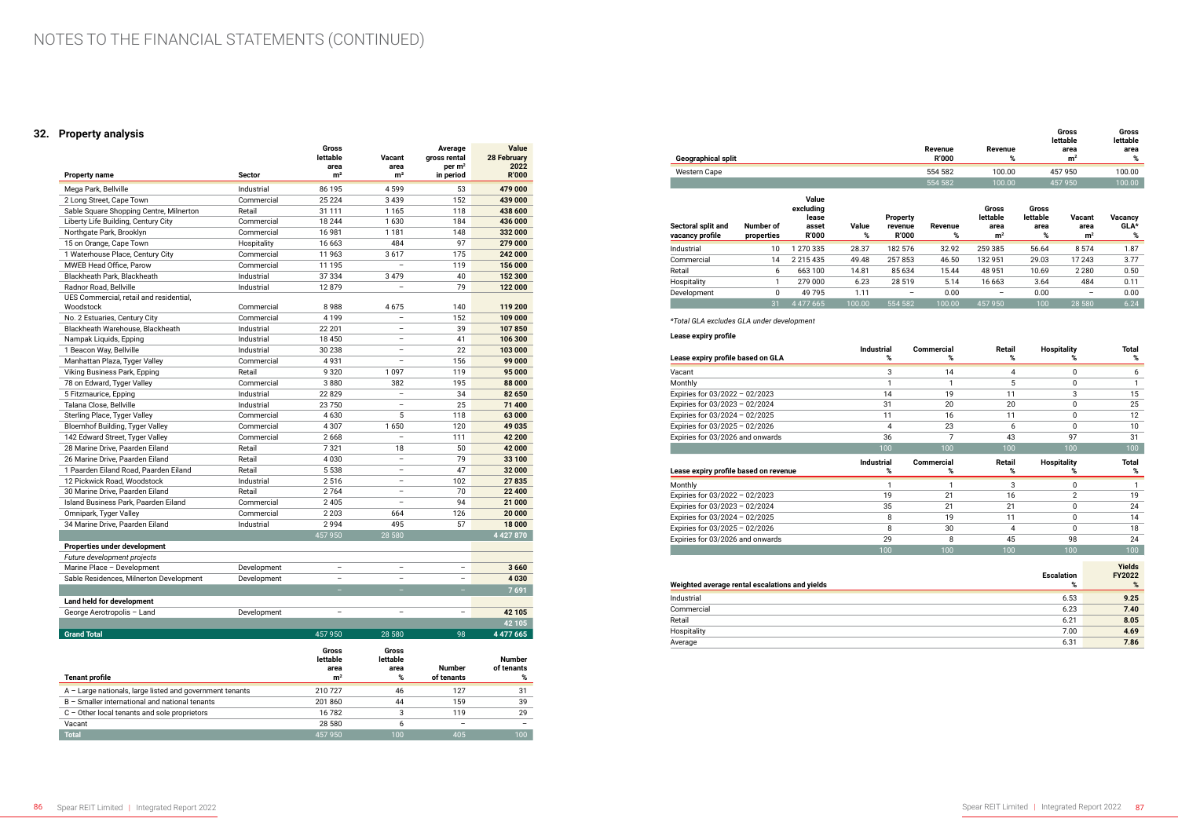# NOTES TO THE FINANCIAL STATEMENTS (CONTINUED)

## 32. Property analysis

| Property name | Sector | Gross lettable area m² | Vacant area m² | Average gross rental per m² in period | Value 28 February 2022 R'000 |
|---|---|---|---|---|---|
| Mega Park, Bellville | Industrial | 86 195 | 4 599 | 53 | **479 000** |
| 2 Long Street, Cape Town | Commercial | 25 224 | 3 439 | 152 | **439 000** |
| Sable Square Shopping Centre, Milnerton | Retail | 31 111 | 1 165 | 118 | **438 600** |
| Liberty Life Building, Century City | Commercial | 18 244 | 1 630 | 184 | **436 000** |
| Northgate Park, Brooklyn | Commercial | 16 981 | 1 181 | 148 | **332 000** |
| 15 on Orange, Cape Town | Hospitality | 16 663 | 484 | 97 | **279 000** |
| 1 Waterhouse Place, Century City | Commercial | 11 963 | 3 617 | 175 | **242 000** |
| MWEB Head Office, Parow | Commercial | 11 195 | – | 119 | **156 000** |
| Blackheath Park, Blackheath | Industrial | 37 334 | 3 479 | 40 | **152 300** |
| Radnor Road, Bellville | Industrial | 12 879 | – | 79 | **122 000** |
| UES Commercial, retail and residential, Woodstock | Commercial | 8 988 | 4 675 | 140 | **119 200** |
| No. 2 Estuaries, Century City | Commercial | 4 199 | – | 152 | **109 000** |
| Blackheath Warehouse, Blackheath | Industrial | 22 201 | – | 39 | **107 850** |
| Nampak Liquids, Epping | Industrial | 18 450 | – | 41 | **106 300** |
| 1 Beacon Way, Bellville | Industrial | 30 238 | – | 22 | **103 000** |
| Manhattan Plaza, Tyger Valley | Commercial | 4 931 | – | 156 | **99 000** |
| Viking Business Park, Epping | Retail | 9 320 | 1 097 | 119 | **95 000** |
| 78 on Edward, Tyger Valley | Commercial | 3 880 | 382 | 195 | **88 000** |
| 5 Fitzmaurice, Epping | Industrial | 22 829 | – | 34 | **82 650** |
| Talana Close, Bellville | Industrial | 23 750 | – | 25 | **71 400** |
| Sterling Place, Tyger Valley | Commercial | 4 630 | 5 | 118 | **63 000** |
| Bloemhof Building, Tyger Valley | Commercial | 4 307 | 1 650 | 120 | **49 035** |
| 142 Edward Street, Tyger Valley | Commercial | 2 668 | – | 111 | **42 200** |
| 28 Marine Drive, Paarden Eiland | Retail | 7 321 | 18 | 50 | **42 000** |
| 26 Marine Drive, Paarden Eiland | Retail | 4 030 | – | 79 | **33 100** |
| 1 Paarden Eiland Road, Paarden Eiland | Retail | 5 538 | – | 47 | **32 000** |
| 12 Pickwick Road, Woodstock | Industrial | 2 516 | – | 102 | **27 835** |
| 30 Marine Drive, Paarden Eiland | Retail | 2 764 | – | 70 | **22 400** |
| Island Business Park, Paarden Eiland | Commercial | 2 405 | – | 94 | **21 000** |
| Omnipark, Tyger Valley | Commercial | 2 203 | 664 | 126 | **20 000** |
| 34 Marine Drive, Paarden Eiland | Industrial | 2 994 | 495 | 57 | **18 000** |
| | | 457 950 | 28 580 | | 4 427 870 |
| **Properties under development** | | | | | |
| *Future development projects* | | | | | |
| Marine Place – Development | Development | – | – | – | **3 660** |
| Sable Residences, Milnerton Development | Development | – | – | – | **4 030** |
| | | – | – | – | 7 691 |
| **Land held for development** | | | | | |
| George Aerotropolis – Land | Development | – | – | – | **42 105** |
| | | | | | 42 105 |
| **Grand Total** | | 457 950 | 28 580 | 98 | 4 477 665 |

| Tenant profile | Gross lettable area m² | Gross lettable area % | Number of tenants | Number of tenants % |
|---|---|---|---|---|
| A – Large nationals, large listed and government tenants | 210 727 | 46 | 127 | 31 |
| B – Smaller international and national tenants | 201 860 | 44 | 159 | 39 |
| C – Other local tenants and sole proprietors | 16 782 | 3 | 119 | 29 |
| Vacant | 28 580 | 6 | – | – |
| **Total** | 457 950 | 100 | 405 | 100 |

| Geographical split | Revenue R'000 | Revenue % | Gross lettable area m² | Gross lettable area % |
|---|---|---|---|---|
| Western Cape | 554 582 | 100.00 | 457 950 | 100.00 |
| | 554 582 | 100.00 | 457 950 | 100.00 |

| Sectoral split and vacancy profile | Number of properties | Value excluding lease asset R'000 | Value % | Property revenue R'000 | Revenue % | Gross lettable area m² | Gross lettable area % | Vacant area m² | Vacancy GLA* % |
|---|---|---|---|---|---|---|---|---|---|
| Industrial | 10 | 1 270 335 | 28.37 | 182 576 | 32.92 | 259 385 | 56.64 | 8 574 | 1.87 |
| Commercial | 14 | 2 215 435 | 49.48 | 257 853 | 46.50 | 132 951 | 29.03 | 17 243 | 3.77 |
| Retail | 6 | 663 100 | 14.81 | 85 634 | 15.44 | 48 951 | 10.69 | 2 280 | 0.50 |
| Hospitality | 1 | 279 000 | 6.23 | 28 519 | 5.14 | 16 663 | 3.64 | 484 | 0.11 |
| Development | 0 | 49 795 | 1.11 | – | 0.00 | – | 0.00 | – | 0.00 |
| | 31 | 4 477 665 | 100.00 | 554 582 | 100.00 | 457 950 | 100 | 28 580 | 6.24 |

*\*Total GLA excludes GLA under development*

**Lease expiry profile**

| Lease expiry profile based on GLA | Industrial % | Commercial % | Retail % | Hospitality % | Total % |
|---|---|---|---|---|---|
| Vacant | 3 | 14 | 4 | 0 | 6 |
| Monthly | 1 | 1 | 5 | 0 | 1 |
| Expiries for 03/2022 – 02/2023 | 14 | 19 | 11 | 3 | 15 |
| Expiries for 03/2023 – 02/2024 | 31 | 20 | 20 | 0 | 25 |
| Expiries for 03/2024 – 02/2025 | 11 | 16 | 11 | 0 | 12 |
| Expiries for 03/2025 – 02/2026 | 4 | 23 | 6 | 0 | 10 |
| Expiries for 03/2026 and onwards | 36 | 7 | 43 | 97 | 31 |
| | 100 | 100 | 100 | 100 | 100 |

| Lease expiry profile based on revenue | Industrial % | Commercial % | Retail % | Hospitality % | Total % |
|---|---|---|---|---|---|
| Monthly | 1 | 1 | 3 | 0 | 1 |
| Expiries for 03/2022 – 02/2023 | 19 | 21 | 16 | 2 | 19 |
| Expiries for 03/2023 – 02/2024 | 35 | 21 | 21 | 0 | 24 |
| Expiries for 03/2024 – 02/2025 | 8 | 19 | 11 | 0 | 14 |
| Expiries for 03/2025 – 02/2026 | 8 | 30 | 4 | 0 | 18 |
| Expiries for 03/2026 and onwards | 29 | 8 | 45 | 98 | 24 |
| | 100 | 100 | 100 | 100 | 100 |

| Weighted average rental escalations and yields | Escalation % | Yields FY2022 % |
|---|---|---|
| Industrial | 6.53 | **9.25** |
| Commercial | 6.23 | **7.40** |
| Retail | 6.21 | **8.05** |
| Hospitality | 7.00 | **4.69** |
| Average | 6.31 | **7.86** |